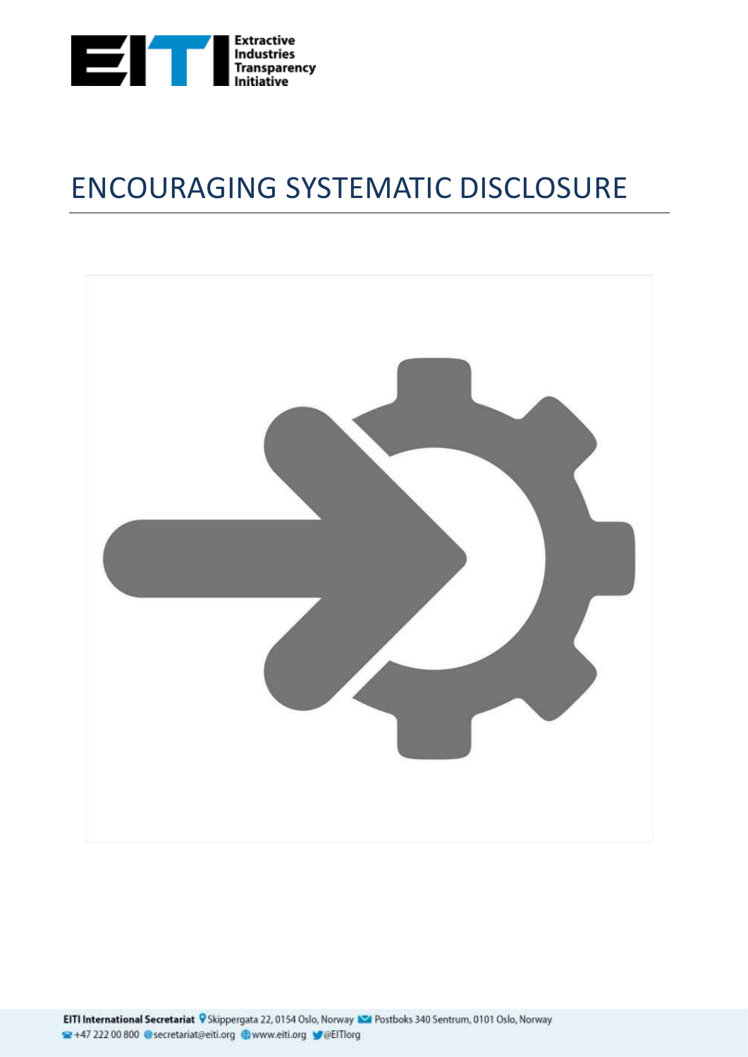# ENCOURAGING SYSTEMATIC DISCLOSURE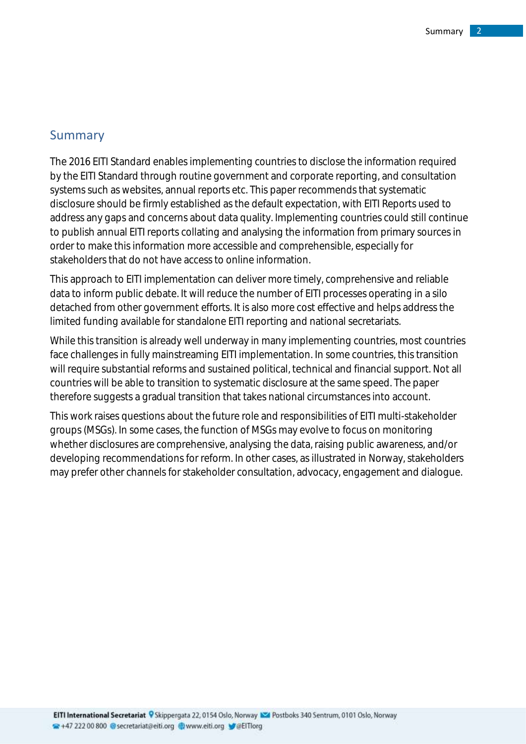## Summary

The 2016 EITI Standard enables implementing countries to disclose the information required by the EITI Standard through routine government and corporate reporting, and consultation systems such as websites, annual reports etc. This paper recommends that systematic disclosure should be firmly established as the default expectation, with EITI Reports used to address any gaps and concerns about data quality. Implementing countries could still continue to publish annual EITI reports collating and analysing the information from primary sources in order to make this information more accessible and comprehensible, especially for stakeholders that do not have access to online information.

This approach to EITI implementation can deliver more timely, comprehensive and reliable data to inform public debate. It will reduce the number of EITI processes operating in a silo detached from other government efforts. It is also more cost effective and helps address the limited funding available for standalone EITI reporting and national secretariats.

While this transition is already well underway in many implementing countries, most countries face challenges in fully mainstreaming EITI implementation. In some countries, this transition will require substantial reforms and sustained political, technical and financial support. Not all countries will be able to transition to systematic disclosure at the same speed. The paper therefore suggests a gradual transition that takes national circumstances into account.

This work raises questions about the future role and responsibilities of EITI multi-stakeholder groups (MSGs). In some cases, the function of MSGs may evolve to focus on monitoring whether disclosures are comprehensive, analysing the data, raising public awareness, and/or developing recommendations for reform. In other cases, as illustrated in Norway, stakeholders may prefer other channels for stakeholder consultation, advocacy, engagement and dialogue.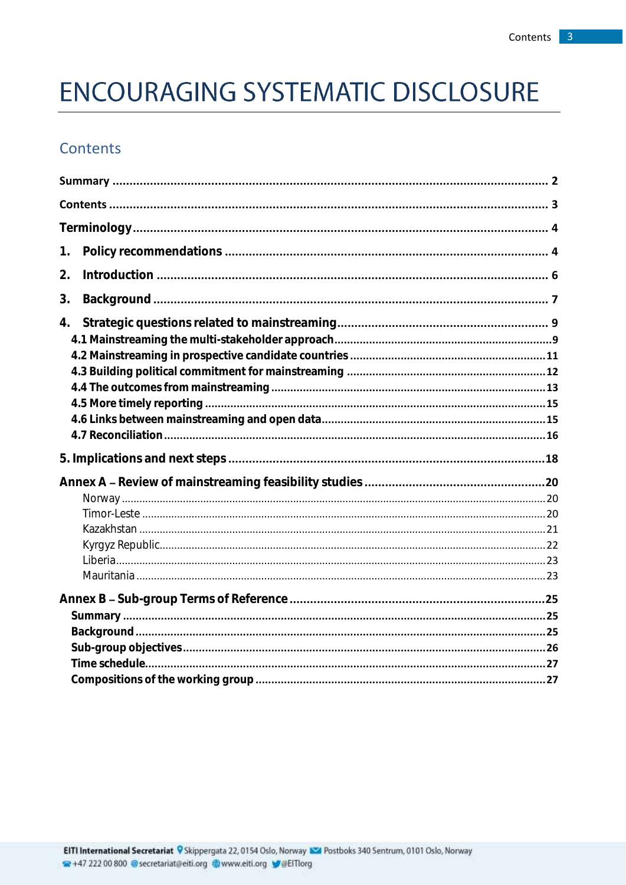# ENCOURAGING SYSTEMATIC DISCLOSURE

## Contents

**Summary** ........................................................................................................ 2

**Contents** ........................................................................................................ 3

**Terminology** .................................................................................................. 4

**1. Policy recommendations** ............................................................................. 4

**2. Introduction** ................................................................................................ 6

**3. Background** ................................................................................................. 7

**4. Strategic questions related to mainstreaming** ............................................... 9

- **4.1 Mainstreaming the multi-stakeholder approach** ........................................ 9
- **4.2 Mainstreaming in prospective candidate countries** ................................... 11
- **4.3 Building political commitment for mainstreaming** ................................... 12
- **4.4 The outcomes from mainstreaming** ......................................................... 13
- **4.5 More timely reporting** ............................................................................. 15
- **4.6 Links between mainstreaming and open data** .......................................... 15
- **4.7 Reconciliation** ........................................................................................ 16

**5. Implications and next steps** ......................................................................... 18

**Annex A – Review of mainstreaming feasibility studies** ..................................... 20

- Norway ......................................................................................................... 20
- Timor-Leste .................................................................................................. 20
- Kazakhstan ................................................................................................... 21
- Kyrgyz Republic ............................................................................................ 22
- Liberia .......................................................................................................... 23
- Mauritania .................................................................................................... 23

**Annex B – Sub-group Terms of Reference** ......................................................... 25

- **Summary** ................................................................................................... 25
- **Background** ............................................................................................... 25
- **Sub-group objectives** .................................................................................. 26
- **Time schedule** ........................................................................................... 27
- **Compositions of the working group** ............................................................ 27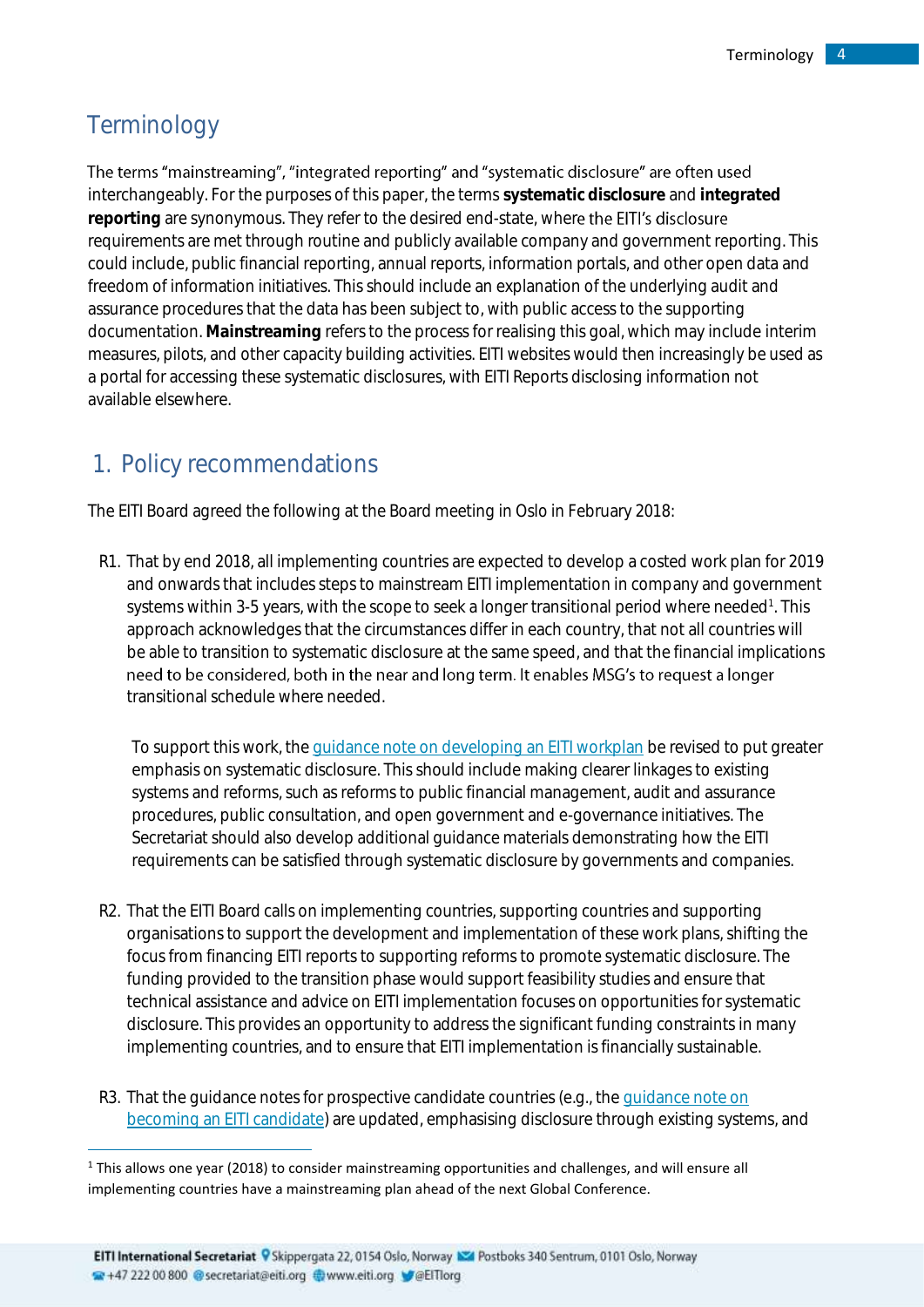## Terminology

The terms "mainstreaming", "integrated reporting" and "systematic disclosure" are often used interchangeably. For the purposes of this paper, the terms **systematic disclosure** and **integrated reporting** are synonymous. They refer to the desired end-state, where the EITI's disclosure requirements are met through routine and publicly available company and government reporting. This could include, public financial reporting, annual reports, information portals, and other open data and freedom of information initiatives. This should include an explanation of the underlying audit and assurance procedures that the data has been subject to, with public access to the supporting documentation. **Mainstreaming** refers to the process for realising this goal, which may include interim measures, pilots, and other capacity building activities. EITI websites would then increasingly be used as a portal for accessing these systematic disclosures, with EITI Reports disclosing information not available elsewhere.

## 1. Policy recommendations

The EITI Board agreed the following at the Board meeting in Oslo in February 2018:

R1. That by end 2018, all implementing countries are expected to develop a costed work plan for 2019 and onwards that includes steps to mainstream EITI implementation in company and government systems within 3-5 years, with the scope to seek a longer transitional period where needed[1]. This approach acknowledges that the circumstances differ in each country, that not all countries will be able to transition to systematic disclosure at the same speed, and that the financial implications need to be considered, both in the near and long term. It enables MSG's to request a longer transitional schedule where needed.

To support this work, the guidance note on developing an EITI workplan be revised to put greater emphasis on systematic disclosure. This should include making clearer linkages to existing systems and reforms, such as reforms to public financial management, audit and assurance procedures, public consultation, and open government and e-governance initiatives. The Secretariat should also develop additional guidance materials demonstrating how the EITI requirements can be satisfied through systematic disclosure by governments and companies.

R2. That the EITI Board calls on implementing countries, supporting countries and supporting organisations to support the development and implementation of these work plans, shifting the focus from financing EITI reports to supporting reforms to promote systematic disclosure. The funding provided to the transition phase would support feasibility studies and ensure that technical assistance and advice on EITI implementation focuses on opportunities for systematic disclosure. This provides an opportunity to address the significant funding constraints in many implementing countries, and to ensure that EITI implementation is financially sustainable.

R3. That the guidance notes for prospective candidate countries (e.g., the guidance note on becoming an EITI candidate) are updated, emphasising disclosure through existing systems, and

[1] This allows one year (2018) to consider mainstreaming opportunities and challenges, and will ensure all implementing countries have a mainstreaming plan ahead of the next Global Conference.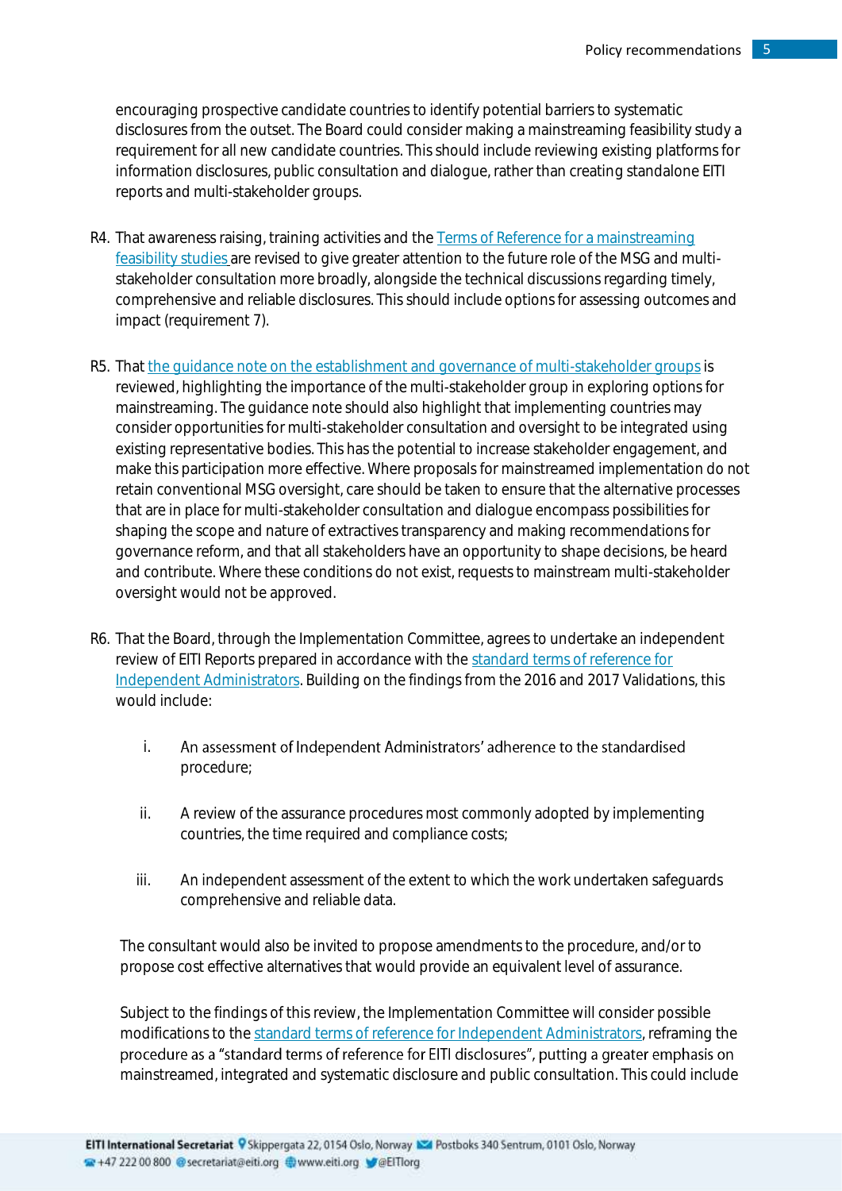encouraging prospective candidate countries to identify potential barriers to systematic disclosures from the outset. The Board could consider making a mainstreaming feasibility study a requirement for all new candidate countries. This should include reviewing existing platforms for information disclosures, public consultation and dialogue, rather than creating standalone EITI reports and multi-stakeholder groups.

R4. That awareness raising, training activities and the Terms of Reference for a mainstreaming feasibility studies are revised to give greater attention to the future role of the MSG and multi-stakeholder consultation more broadly, alongside the technical discussions regarding timely, comprehensive and reliable disclosures. This should include options for assessing outcomes and impact (requirement 7).

R5. That the guidance note on the establishment and governance of multi-stakeholder groups is reviewed, highlighting the importance of the multi-stakeholder group in exploring options for mainstreaming. The guidance note should also highlight that implementing countries may consider opportunities for multi-stakeholder consultation and oversight to be integrated using existing representative bodies. This has the potential to increase stakeholder engagement, and make this participation more effective. Where proposals for mainstreamed implementation do not retain conventional MSG oversight, care should be taken to ensure that the alternative processes that are in place for multi-stakeholder consultation and dialogue encompass possibilities for shaping the scope and nature of extractives transparency and making recommendations for governance reform, and that all stakeholders have an opportunity to shape decisions, be heard and contribute. Where these conditions do not exist, requests to mainstream multi-stakeholder oversight would not be approved.

R6. That the Board, through the Implementation Committee, agrees to undertake an independent review of EITI Reports prepared in accordance with the standard terms of reference for Independent Administrators. Building on the findings from the 2016 and 2017 Validations, this would include:

i. An assessment of Independent Administrators' adherence to the standardised procedure;

ii. A review of the assurance procedures most commonly adopted by implementing countries, the time required and compliance costs;

iii. An independent assessment of the extent to which the work undertaken safeguards comprehensive and reliable data.

The consultant would also be invited to propose amendments to the procedure, and/or to propose cost effective alternatives that would provide an equivalent level of assurance.

Subject to the findings of this review, the Implementation Committee will consider possible modifications to the standard terms of reference for Independent Administrators, reframing the procedure as a "standard terms of reference for EITI disclosures", putting a greater emphasis on mainstreamed, integrated and systematic disclosure and public consultation. This could include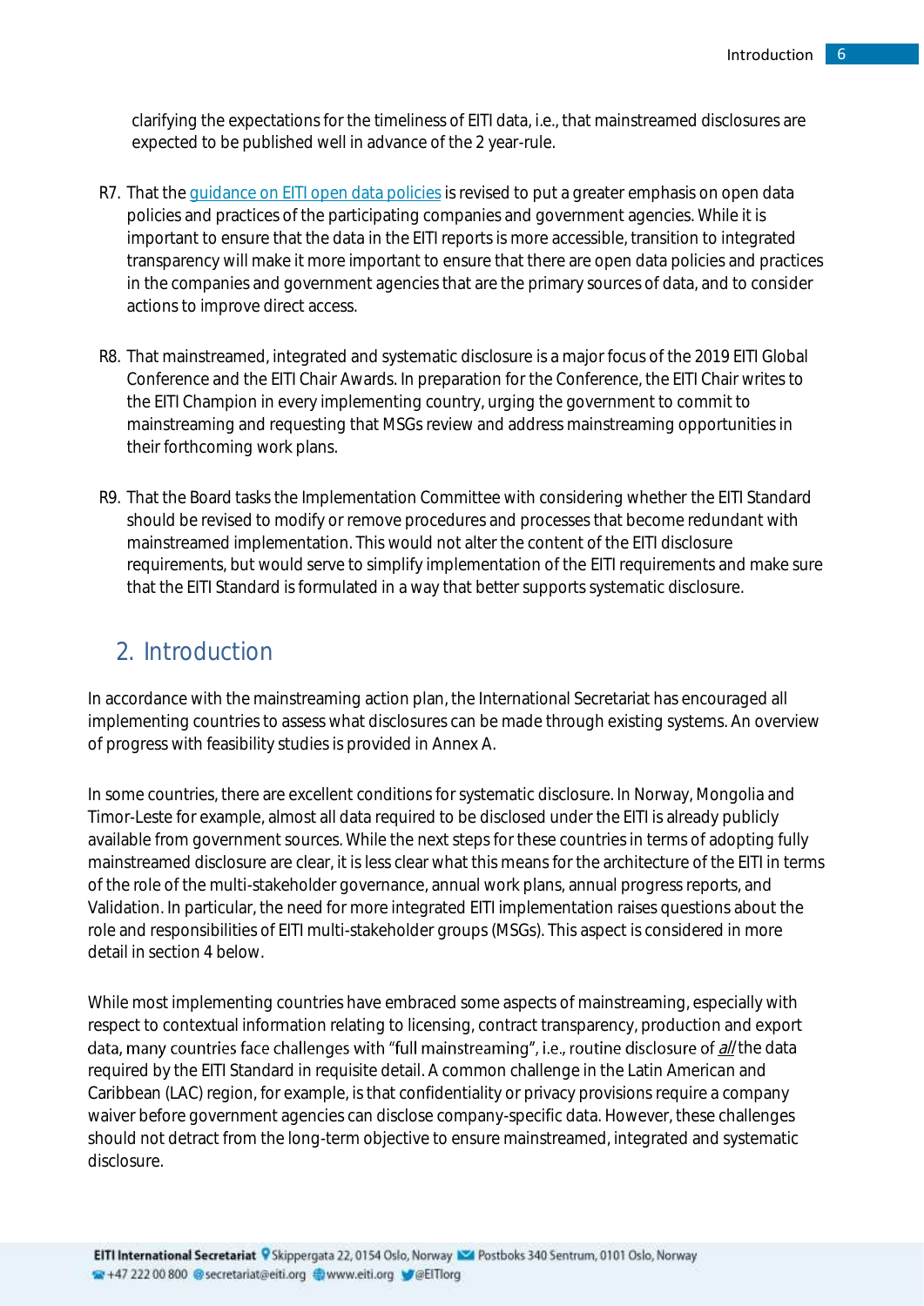clarifying the expectations for the timeliness of EITI data, i.e., that mainstreamed disclosures are expected to be published well in advance of the 2 year-rule.

R7. That the [guidance on EITI open data policies] is revised to put a greater emphasis on open data policies and practices of the participating companies and government agencies. While it is important to ensure that the data in the EITI reports is more accessible, transition to integrated transparency will make it more important to ensure that there are open data policies and practices in the companies and government agencies that are the primary sources of data, and to consider actions to improve direct access.

R8. That mainstreamed, integrated and systematic disclosure is a major focus of the 2019 EITI Global Conference and the EITI Chair Awards. In preparation for the Conference, the EITI Chair writes to the EITI Champion in every implementing country, urging the government to commit to mainstreaming and requesting that MSGs review and address mainstreaming opportunities in their forthcoming work plans.

R9. That the Board tasks the Implementation Committee with considering whether the EITI Standard should be revised to modify or remove procedures and processes that become redundant with mainstreamed implementation. This would not alter the content of the EITI disclosure requirements, but would serve to simplify implementation of the EITI requirements and make sure that the EITI Standard is formulated in a way that better supports systematic disclosure.

## 2. Introduction

In accordance with the mainstreaming action plan, the International Secretariat has encouraged all implementing countries to assess what disclosures can be made through existing systems. An overview of progress with feasibility studies is provided in Annex A.

In some countries, there are excellent conditions for systematic disclosure. In Norway, Mongolia and Timor-Leste for example, almost all data required to be disclosed under the EITI is already publicly available from government sources. While the next steps for these countries in terms of adopting fully mainstreamed disclosure are clear, it is less clear what this means for the architecture of the EITI in terms of the role of the multi-stakeholder governance, annual work plans, annual progress reports, and Validation. In particular, the need for more integrated EITI implementation raises questions about the role and responsibilities of EITI multi-stakeholder groups (MSGs). This aspect is considered in more detail in section 4 below.

While most implementing countries have embraced some aspects of mainstreaming, especially with respect to contextual information relating to licensing, contract transparency, production and export data, many countries face challenges with "full mainstreaming", i.e., routine disclosure of *all* the data required by the EITI Standard in requisite detail. A common challenge in the Latin American and Caribbean (LAC) region, for example, is that confidentiality or privacy provisions require a company waiver before government agencies can disclose company-specific data. However, these challenges should not detract from the long-term objective to ensure mainstreamed, integrated and systematic disclosure.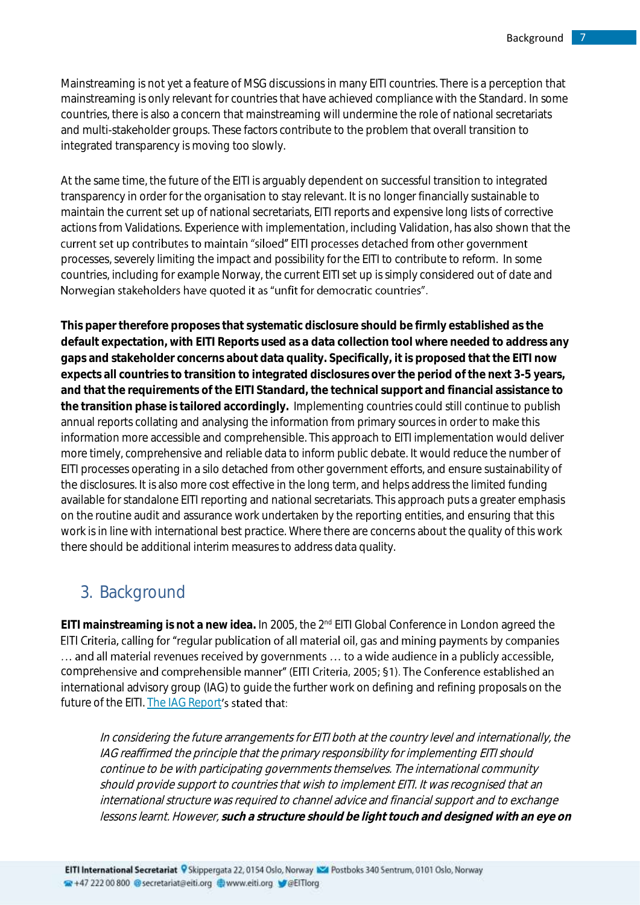Mainstreaming is not yet a feature of MSG discussions in many EITI countries. There is a perception that mainstreaming is only relevant for countries that have achieved compliance with the Standard. In some countries, there is also a concern that mainstreaming will undermine the role of national secretariats and multi-stakeholder groups. These factors contribute to the problem that overall transition to integrated transparency is moving too slowly.

At the same time, the future of the EITI is arguably dependent on successful transition to integrated transparency in order for the organisation to stay relevant. It is no longer financially sustainable to maintain the current set up of national secretariats, EITI reports and expensive long lists of corrective actions from Validations. Experience with implementation, including Validation, has also shown that the current set up contributes to maintain "siloed" EITI processes detached from other government processes, severely limiting the impact and possibility for the EITI to contribute to reform. In some countries, including for example Norway, the current EITI set up is simply considered out of date and Norwegian stakeholders have quoted it as "unfit for democratic countries".

**This paper therefore proposes that systematic disclosure should be firmly established as the default expectation, with EITI Reports used as a data collection tool where needed to address any gaps and stakeholder concerns about data quality. Specifically, it is proposed that the EITI now expects all countries to transition to integrated disclosures over the period of the next 3-5 years, and that the requirements of the EITI Standard, the technical support and financial assistance to the transition phase is tailored accordingly.** Implementing countries could still continue to publish annual reports collating and analysing the information from primary sources in order to make this information more accessible and comprehensible. This approach to EITI implementation would deliver more timely, comprehensive and reliable data to inform public debate. It would reduce the number of EITI processes operating in a silo detached from other government efforts, and ensure sustainability of the disclosures. It is also more cost effective in the long term, and helps address the limited funding available for standalone EITI reporting and national secretariats. This approach puts a greater emphasis on the routine audit and assurance work undertaken by the reporting entities, and ensuring that this work is in line with international best practice. Where there are concerns about the quality of this work there should be additional interim measures to address data quality.

## 3. Background

**EITI mainstreaming is not a new idea.** In 2005, the 2nd EITI Global Conference in London agreed the EITI Criteria, calling for "regular publication of all material oil, gas and mining payments by companies … and all material revenues received by governments … to a wide audience in a publicly accessible, comprehensive and comprehensible manner" (EITI Criteria, 2005; §1). The Conference established an international advisory group (IAG) to guide the further work on defining and refining proposals on the future of the EITI. The IAG Report's stated that:

> *In considering the future arrangements for EITI both at the country level and internationally, the IAG reaffirmed the principle that the primary responsibility for implementing EITI should continue to be with participating governments themselves. The international community should provide support to countries that wish to implement EITI. It was recognised that an international structure was required to channel advice and financial support and to exchange lessons learnt. However,* ***such a structure should be light touch and designed with an eye on***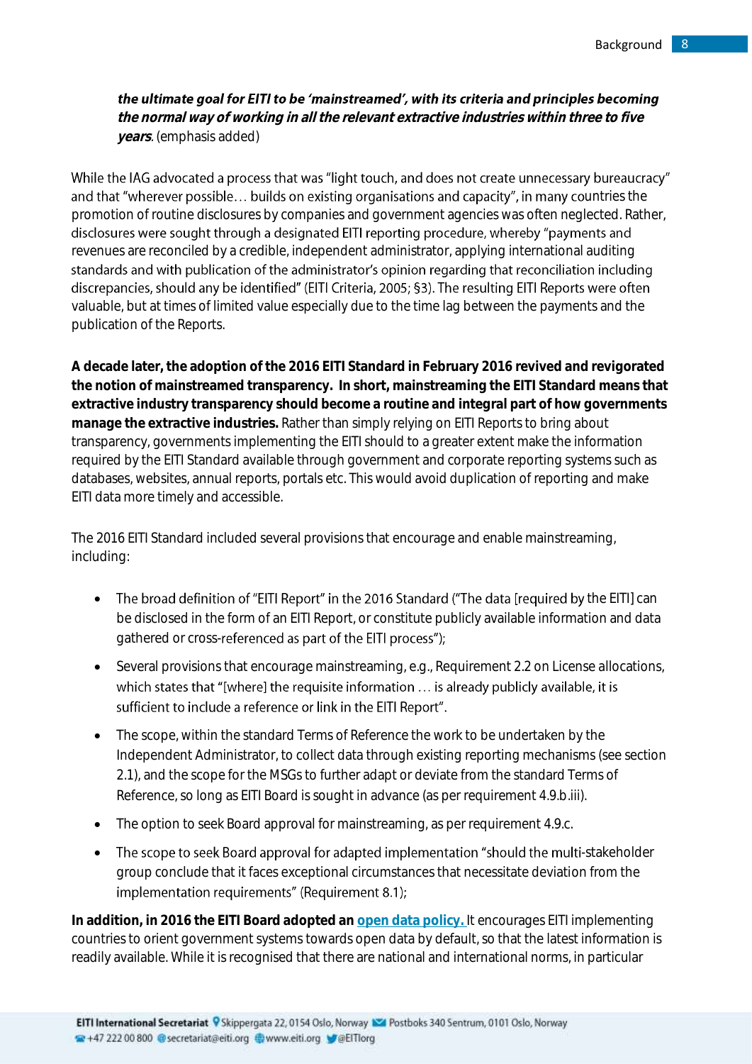> ***the ultimate goal for EITI to be 'mainstreamed', with its criteria and principles becoming the normal way of working in all the relevant extractive industries within three to five years***. (emphasis added)

While the IAG advocated a process that was "light touch, and does not create unnecessary bureaucracy" and that "wherever possible… builds on existing organisations and capacity", in many countries the promotion of routine disclosures by companies and government agencies was often neglected. Rather, disclosures were sought through a designated EITI reporting procedure, whereby "payments and revenues are reconciled by a credible, independent administrator, applying international auditing standards and with publication of the administrator's opinion regarding that reconciliation including discrepancies, should any be identified" (EITI Criteria, 2005; §3). The resulting EITI Reports were often valuable, but at times of limited value especially due to the time lag between the payments and the publication of the Reports.

**A decade later, the adoption of the 2016 EITI Standard in February 2016 revived and revigorated the notion of mainstreamed transparency. In short, mainstreaming the EITI Standard means that extractive industry transparency should become a routine and integral part of how governments manage the extractive industries.** Rather than simply relying on EITI Reports to bring about transparency, governments implementing the EITI should to a greater extent make the information required by the EITI Standard available through government and corporate reporting systems such as databases, websites, annual reports, portals etc. This would avoid duplication of reporting and make EITI data more timely and accessible.

The 2016 EITI Standard included several provisions that encourage and enable mainstreaming, including:

- The broad definition of "EITI Report" in the 2016 Standard ("The data [required by the EITI] can be disclosed in the form of an EITI Report, or constitute publicly available information and data gathered or cross-referenced as part of the EITI process");
- Several provisions that encourage mainstreaming, e.g., Requirement 2.2 on License allocations, which states that "[where] the requisite information … is already publicly available, it is sufficient to include a reference or link in the EITI Report".
- The scope, within the standard Terms of Reference the work to be undertaken by the Independent Administrator, to collect data through existing reporting mechanisms (see section 2.1), and the scope for the MSGs to further adapt or deviate from the standard Terms of Reference, so long as EITI Board is sought in advance (as per requirement 4.9.b.iii).
- The option to seek Board approval for mainstreaming, as per requirement 4.9.c.
- The scope to seek Board approval for adapted implementation "should the multi-stakeholder group conclude that it faces exceptional circumstances that necessitate deviation from the implementation requirements" (Requirement 8.1);

**In addition, in 2016 the EITI Board adopted an open data policy.** It encourages EITI implementing countries to orient government systems towards open data by default, so that the latest information is readily available. While it is recognised that there are national and international norms, in particular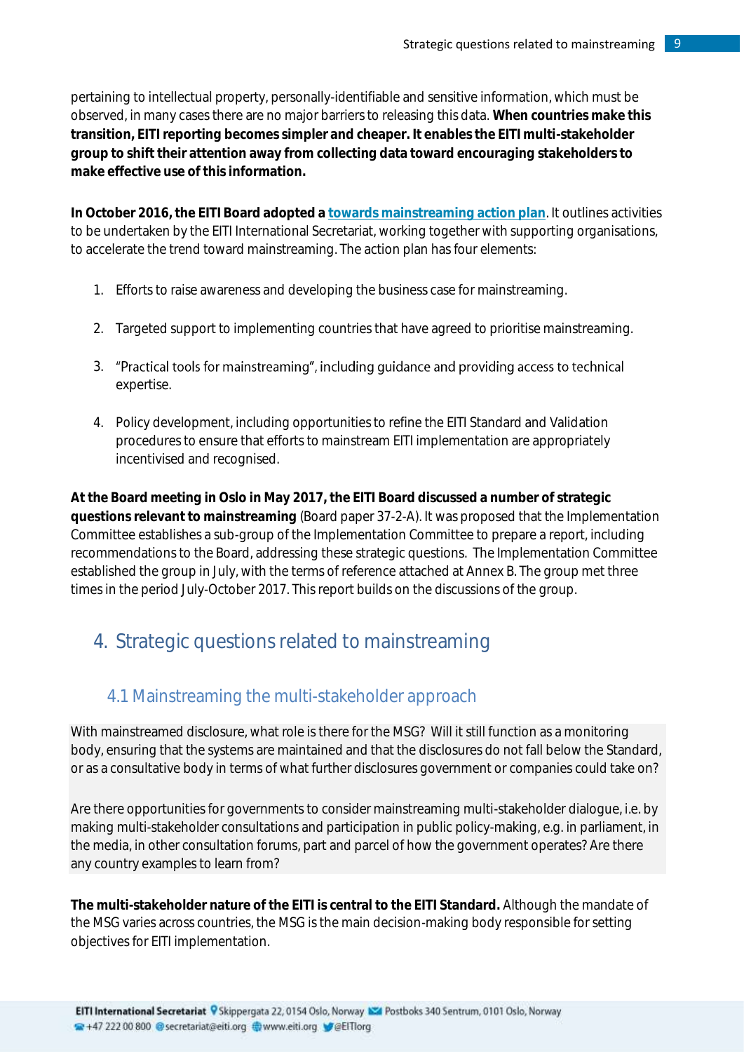pertaining to intellectual property, personally-identifiable and sensitive information, which must be observed, in many cases there are no major barriers to releasing this data. **When countries make this transition, EITI reporting becomes simpler and cheaper. It enables the EITI multi-stakeholder group to shift their attention away from collecting data toward encouraging stakeholders to make effective use of this information.**

**In October 2016, the EITI Board adopted a towards mainstreaming action plan**. It outlines activities to be undertaken by the EITI International Secretariat, working together with supporting organisations, to accelerate the trend toward mainstreaming. The action plan has four elements:

1. Efforts to raise awareness and developing the business case for mainstreaming.
2. Targeted support to implementing countries that have agreed to prioritise mainstreaming.
3. "Practical tools for mainstreaming", including guidance and providing access to technical expertise.
4. Policy development, including opportunities to refine the EITI Standard and Validation procedures to ensure that efforts to mainstream EITI implementation are appropriately incentivised and recognised.

**At the Board meeting in Oslo in May 2017, the EITI Board discussed a number of strategic questions relevant to mainstreaming** (Board paper 37-2-A). It was proposed that the Implementation Committee establishes a sub-group of the Implementation Committee to prepare a report, including recommendations to the Board, addressing these strategic questions. The Implementation Committee established the group in July, with the terms of reference attached at Annex B. The group met three times in the period July-October 2017. This report builds on the discussions of the group.

# 4. Strategic questions related to mainstreaming

## 4.1 Mainstreaming the multi-stakeholder approach

With mainstreamed disclosure, what role is there for the MSG? Will it still function as a monitoring body, ensuring that the systems are maintained and that the disclosures do not fall below the Standard, or as a consultative body in terms of what further disclosures government or companies could take on?

Are there opportunities for governments to consider mainstreaming multi-stakeholder dialogue, i.e. by making multi-stakeholder consultations and participation in public policy-making, e.g. in parliament, in the media, in other consultation forums, part and parcel of how the government operates? Are there any country examples to learn from?

**The multi-stakeholder nature of the EITI is central to the EITI Standard.** Although the mandate of the MSG varies across countries, the MSG is the main decision-making body responsible for setting objectives for EITI implementation.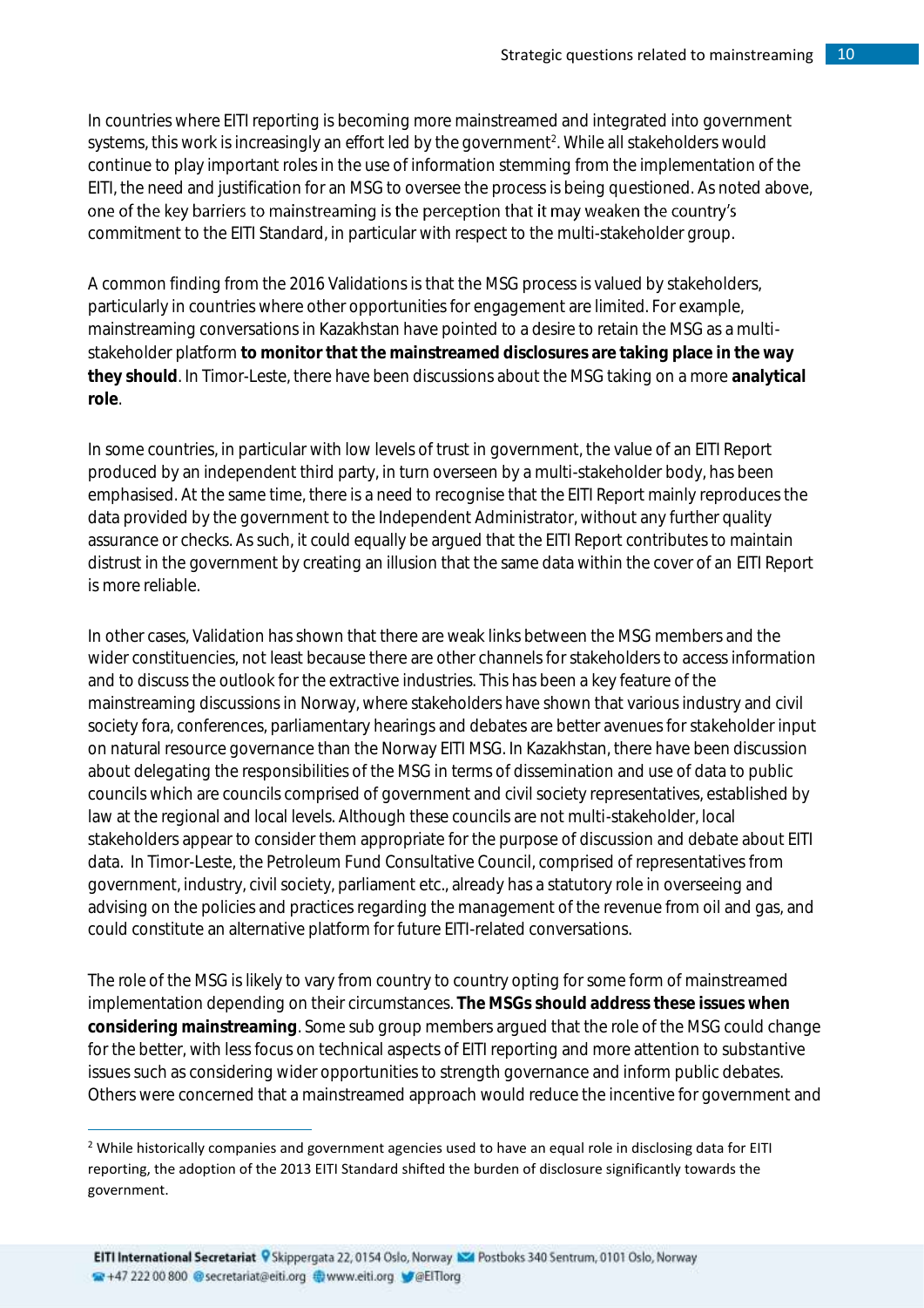In countries where EITI reporting is becoming more mainstreamed and integrated into government systems, this work is increasingly an effort led by the government[2]. While all stakeholders would continue to play important roles in the use of information stemming from the implementation of the EITI, the need and justification for an MSG to oversee the process is being questioned. As noted above, one of the key barriers to mainstreaming is the perception that it may weaken the country's commitment to the EITI Standard, in particular with respect to the multi-stakeholder group.

A common finding from the 2016 Validations is that the MSG process is valued by stakeholders, particularly in countries where other opportunities for engagement are limited. For example, mainstreaming conversations in Kazakhstan have pointed to a desire to retain the MSG as a multi-stakeholder platform **to monitor that the mainstreamed disclosures are taking place in the way they should**. In Timor-Leste, there have been discussions about the MSG taking on a more **analytical role**.

In some countries, in particular with low levels of trust in government, the value of an EITI Report produced by an independent third party, in turn overseen by a multi-stakeholder body, has been emphasised. At the same time, there is a need to recognise that the EITI Report mainly reproduces the data provided by the government to the Independent Administrator, without any further quality assurance or checks. As such, it could equally be argued that the EITI Report contributes to maintain distrust in the government by creating an illusion that the same data within the cover of an EITI Report is more reliable.

In other cases, Validation has shown that there are weak links between the MSG members and the wider constituencies, not least because there are other channels for stakeholders to access information and to discuss the outlook for the extractive industries. This has been a key feature of the mainstreaming discussions in Norway, where stakeholders have shown that various industry and civil society fora, conferences, parliamentary hearings and debates are better avenues for stakeholder input on natural resource governance than the Norway EITI MSG. In Kazakhstan, there have been discussion about delegating the responsibilities of the MSG in terms of dissemination and use of data to public councils which are councils comprised of government and civil society representatives, established by law at the regional and local levels. Although these councils are not multi-stakeholder, local stakeholders appear to consider them appropriate for the purpose of discussion and debate about EITI data. In Timor-Leste, the Petroleum Fund Consultative Council, comprised of representatives from government, industry, civil society, parliament etc., already has a statutory role in overseeing and advising on the policies and practices regarding the management of the revenue from oil and gas, and could constitute an alternative platform for future EITI-related conversations.

The role of the MSG is likely to vary from country to country opting for some form of mainstreamed implementation depending on their circumstances. **The MSGs should address these issues when considering mainstreaming**. Some sub group members argued that the role of the MSG could change for the better, with less focus on technical aspects of EITI reporting and more attention to substantive issues such as considering wider opportunities to strength governance and inform public debates. Others were concerned that a mainstreamed approach would reduce the incentive for government and

---

[2] While historically companies and government agencies used to have an equal role in disclosing data for EITI reporting, the adoption of the 2013 EITI Standard shifted the burden of disclosure significantly towards the government.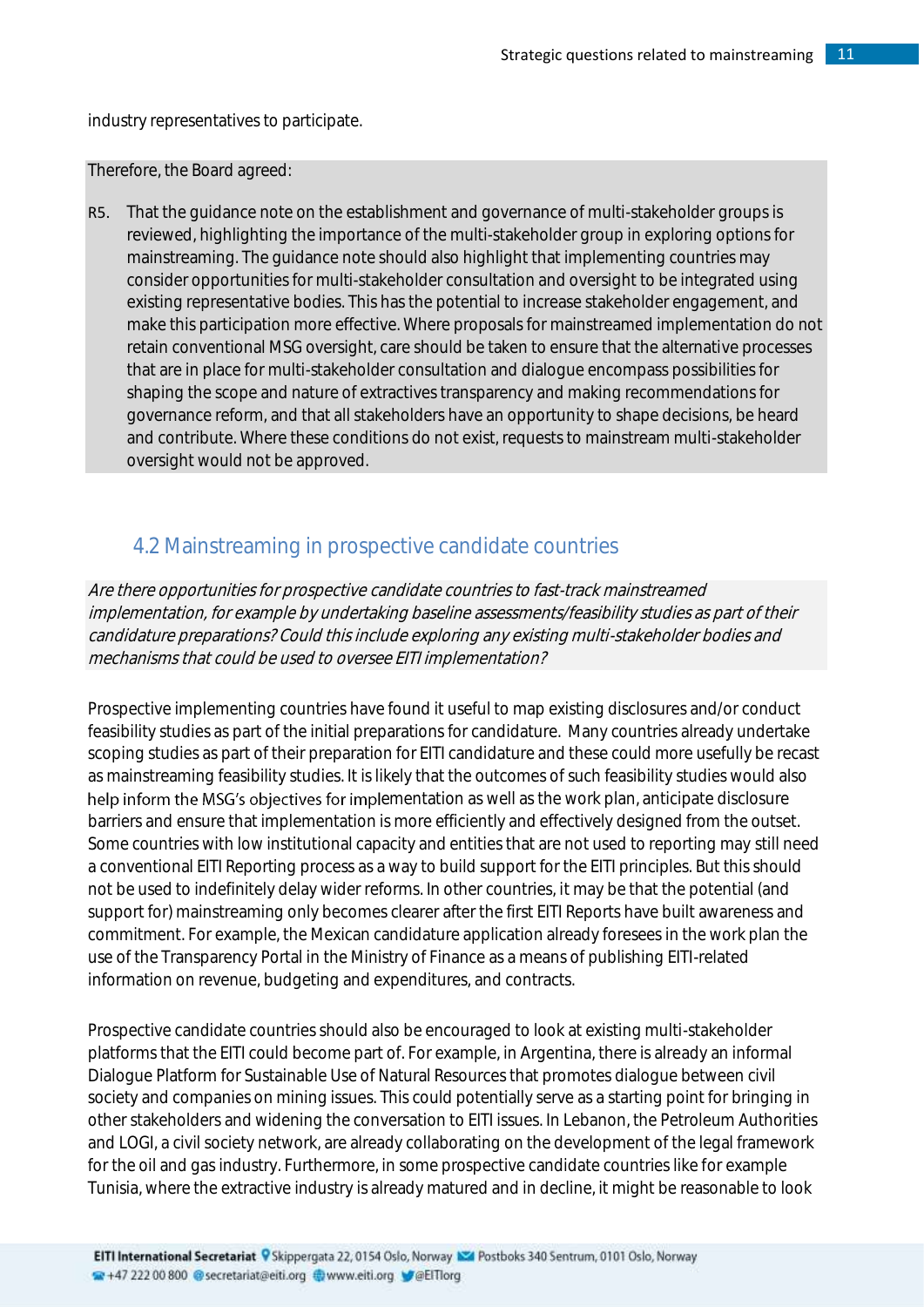industry representatives to participate.

Therefore, the Board agreed:

R5. That the guidance note on the establishment and governance of multi-stakeholder groups is reviewed, highlighting the importance of the multi-stakeholder group in exploring options for mainstreaming. The guidance note should also highlight that implementing countries may consider opportunities for multi-stakeholder consultation and oversight to be integrated using existing representative bodies. This has the potential to increase stakeholder engagement, and make this participation more effective. Where proposals for mainstreamed implementation do not retain conventional MSG oversight, care should be taken to ensure that the alternative processes that are in place for multi-stakeholder consultation and dialogue encompass possibilities for shaping the scope and nature of extractives transparency and making recommendations for governance reform, and that all stakeholders have an opportunity to shape decisions, be heard and contribute. Where these conditions do not exist, requests to mainstream multi-stakeholder oversight would not be approved.

## 4.2 Mainstreaming in prospective candidate countries

*Are there opportunities for prospective candidate countries to fast-track mainstreamed implementation, for example by undertaking baseline assessments/feasibility studies as part of their candidature preparations? Could this include exploring any existing multi-stakeholder bodies and mechanisms that could be used to oversee EITI implementation?*

Prospective implementing countries have found it useful to map existing disclosures and/or conduct feasibility studies as part of the initial preparations for candidature. Many countries already undertake scoping studies as part of their preparation for EITI candidature and these could more usefully be recast as mainstreaming feasibility studies. It is likely that the outcomes of such feasibility studies would also help inform the MSG's objectives for implementation as well as the work plan, anticipate disclosure barriers and ensure that implementation is more efficiently and effectively designed from the outset. Some countries with low institutional capacity and entities that are not used to reporting may still need a conventional EITI Reporting process as a way to build support for the EITI principles. But this should not be used to indefinitely delay wider reforms. In other countries, it may be that the potential (and support for) mainstreaming only becomes clearer after the first EITI Reports have built awareness and commitment. For example, the Mexican candidature application already foresees in the work plan the use of the Transparency Portal in the Ministry of Finance as a means of publishing EITI-related information on revenue, budgeting and expenditures, and contracts.

Prospective candidate countries should also be encouraged to look at existing multi-stakeholder platforms that the EITI could become part of. For example, in Argentina, there is already an informal Dialogue Platform for Sustainable Use of Natural Resources that promotes dialogue between civil society and companies on mining issues. This could potentially serve as a starting point for bringing in other stakeholders and widening the conversation to EITI issues. In Lebanon, the Petroleum Authorities and LOGI, a civil society network, are already collaborating on the development of the legal framework for the oil and gas industry. Furthermore, in some prospective candidate countries like for example Tunisia, where the extractive industry is already matured and in decline, it might be reasonable to look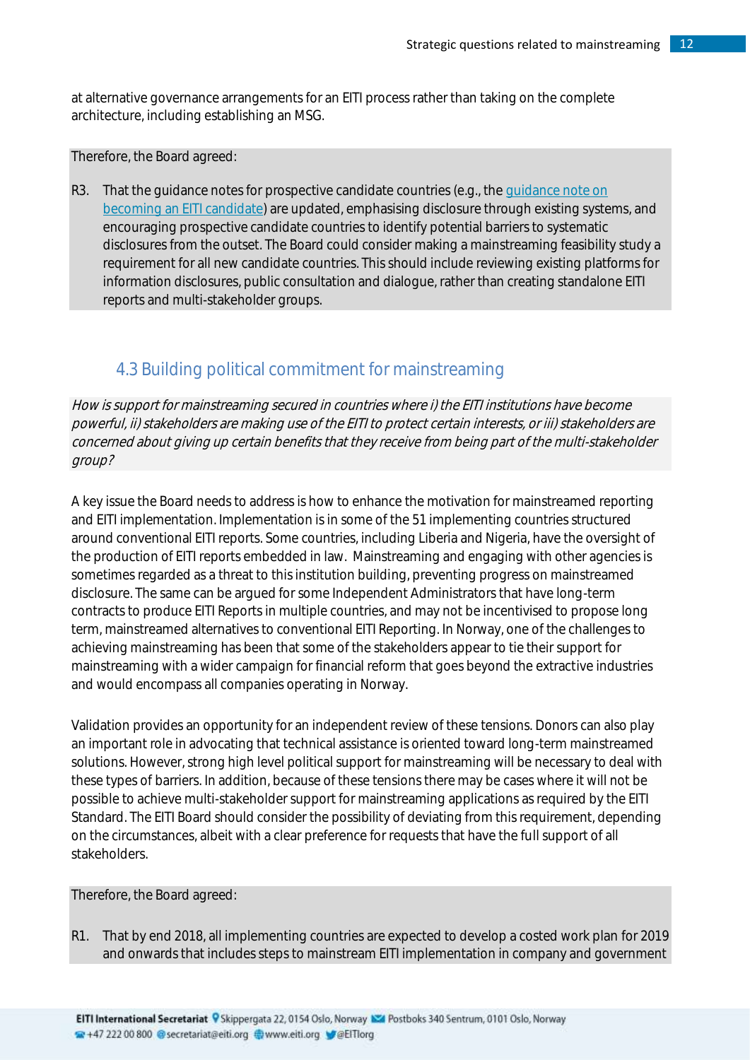at alternative governance arrangements for an EITI process rather than taking on the complete architecture, including establishing an MSG.

Therefore, the Board agreed:

R3. That the guidance notes for prospective candidate countries (e.g., the guidance note on becoming an EITI candidate) are updated, emphasising disclosure through existing systems, and encouraging prospective candidate countries to identify potential barriers to systematic disclosures from the outset. The Board could consider making a mainstreaming feasibility study a requirement for all new candidate countries. This should include reviewing existing platforms for information disclosures, public consultation and dialogue, rather than creating standalone EITI reports and multi-stakeholder groups.

## 4.3 Building political commitment for mainstreaming

*How is support for mainstreaming secured in countries where i) the EITI institutions have become powerful, ii) stakeholders are making use of the EITI to protect certain interests, or iii) stakeholders are concerned about giving up certain benefits that they receive from being part of the multi-stakeholder group?*

A key issue the Board needs to address is how to enhance the motivation for mainstreamed reporting and EITI implementation. Implementation is in some of the 51 implementing countries structured around conventional EITI reports. Some countries, including Liberia and Nigeria, have the oversight of the production of EITI reports embedded in law. Mainstreaming and engaging with other agencies is sometimes regarded as a threat to this institution building, preventing progress on mainstreamed disclosure. The same can be argued for some Independent Administrators that have long-term contracts to produce EITI Reports in multiple countries, and may not be incentivised to propose long term, mainstreamed alternatives to conventional EITI Reporting. In Norway, one of the challenges to achieving mainstreaming has been that some of the stakeholders appear to tie their support for mainstreaming with a wider campaign for financial reform that goes beyond the extractive industries and would encompass all companies operating in Norway.

Validation provides an opportunity for an independent review of these tensions. Donors can also play an important role in advocating that technical assistance is oriented toward long-term mainstreamed solutions. However, strong high level political support for mainstreaming will be necessary to deal with these types of barriers. In addition, because of these tensions there may be cases where it will not be possible to achieve multi-stakeholder support for mainstreaming applications as required by the EITI Standard. The EITI Board should consider the possibility of deviating from this requirement, depending on the circumstances, albeit with a clear preference for requests that have the full support of all stakeholders.

Therefore, the Board agreed:

R1. That by end 2018, all implementing countries are expected to develop a costed work plan for 2019 and onwards that includes steps to mainstream EITI implementation in company and government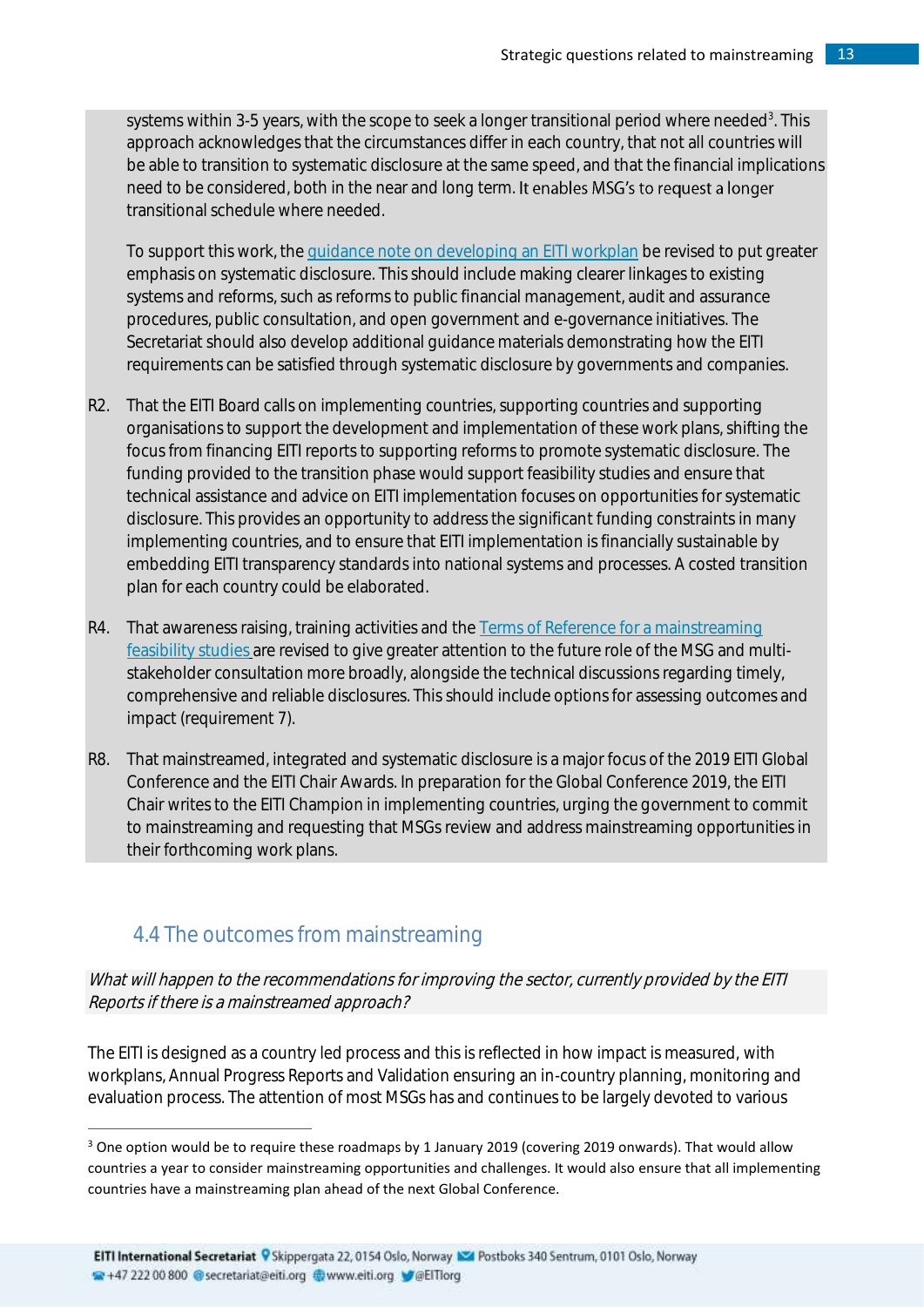systems within 3-5 years, with the scope to seek a longer transitional period where needed[3]. This approach acknowledges that the circumstances differ in each country, that not all countries will be able to transition to systematic disclosure at the same speed, and that the financial implications need to be considered, both in the near and long term. It enables MSG's to request a longer transitional schedule where needed.

To support this work, the guidance note on developing an EITI workplan be revised to put greater emphasis on systematic disclosure. This should include making clearer linkages to existing systems and reforms, such as reforms to public financial management, audit and assurance procedures, public consultation, and open government and e-governance initiatives. The Secretariat should also develop additional guidance materials demonstrating how the EITI requirements can be satisfied through systematic disclosure by governments and companies.

R2. That the EITI Board calls on implementing countries, supporting countries and supporting organisations to support the development and implementation of these work plans, shifting the focus from financing EITI reports to supporting reforms to promote systematic disclosure. The funding provided to the transition phase would support feasibility studies and ensure that technical assistance and advice on EITI implementation focuses on opportunities for systematic disclosure. This provides an opportunity to address the significant funding constraints in many implementing countries, and to ensure that EITI implementation is financially sustainable by embedding EITI transparency standards into national systems and processes. A costed transition plan for each country could be elaborated.

R4. That awareness raising, training activities and the Terms of Reference for a mainstreaming feasibility studies are revised to give greater attention to the future role of the MSG and multi-stakeholder consultation more broadly, alongside the technical discussions regarding timely, comprehensive and reliable disclosures. This should include options for assessing outcomes and impact (requirement 7).

R8. That mainstreamed, integrated and systematic disclosure is a major focus of the 2019 EITI Global Conference and the EITI Chair Awards. In preparation for the Global Conference 2019, the EITI Chair writes to the EITI Champion in implementing countries, urging the government to commit to mainstreaming and requesting that MSGs review and address mainstreaming opportunities in their forthcoming work plans.

## 4.4 The outcomes from mainstreaming

*What will happen to the recommendations for improving the sector, currently provided by the EITI Reports if there is a mainstreamed approach?*

The EITI is designed as a country led process and this is reflected in how impact is measured, with workplans, Annual Progress Reports and Validation ensuring an in-country planning, monitoring and evaluation process. The attention of most MSGs has and continues to be largely devoted to various

---

[3] One option would be to require these roadmaps by 1 January 2019 (covering 2019 onwards). That would allow countries a year to consider mainstreaming opportunities and challenges. It would also ensure that all implementing countries have a mainstreaming plan ahead of the next Global Conference.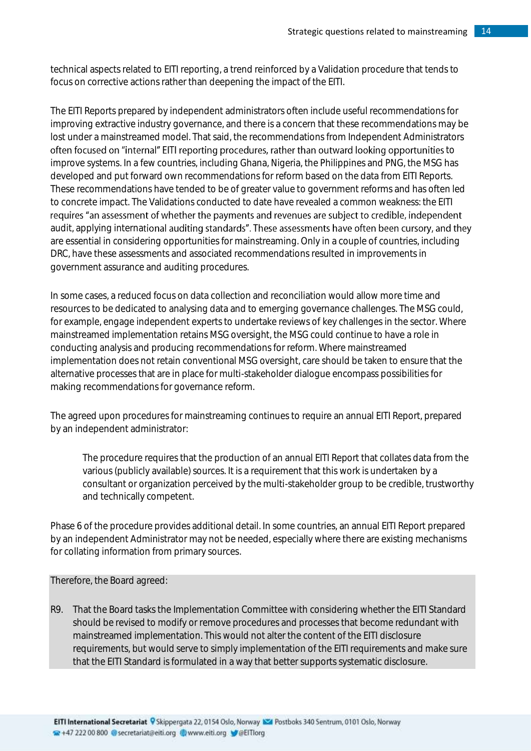technical aspects related to EITI reporting, a trend reinforced by a Validation procedure that tends to focus on corrective actions rather than deepening the impact of the EITI.

The EITI Reports prepared by independent administrators often include useful recommendations for improving extractive industry governance, and there is a concern that these recommendations may be lost under a mainstreamed model. That said, the recommendations from Independent Administrators often focused on "internal" EITI reporting procedures, rather than outward looking opportunities to improve systems. In a few countries, including Ghana, Nigeria, the Philippines and PNG, the MSG has developed and put forward own recommendations for reform based on the data from EITI Reports. These recommendations have tended to be of greater value to government reforms and has often led to concrete impact. The Validations conducted to date have revealed a common weakness: the EITI requires "an assessment of whether the payments and revenues are subject to credible, independent audit, applying international auditing standards". These assessments have often been cursory, and they are essential in considering opportunities for mainstreaming. Only in a couple of countries, including DRC, have these assessments and associated recommendations resulted in improvements in government assurance and auditing procedures.

In some cases, a reduced focus on data collection and reconciliation would allow more time and resources to be dedicated to analysing data and to emerging governance challenges. The MSG could, for example, engage independent experts to undertake reviews of key challenges in the sector. Where mainstreamed implementation retains MSG oversight, the MSG could continue to have a role in conducting analysis and producing recommendations for reform. Where mainstreamed implementation does not retain conventional MSG oversight, care should be taken to ensure that the alternative processes that are in place for multi-stakeholder dialogue encompass possibilities for making recommendations for governance reform.

The agreed upon procedures for mainstreaming continues to require an annual EITI Report, prepared by an independent administrator:

> The procedure requires that the production of an annual EITI Report that collates data from the various (publicly available) sources. It is a requirement that this work is undertaken by a consultant or organization perceived by the multi-stakeholder group to be credible, trustworthy and technically competent.

Phase 6 of the procedure provides additional detail. In some countries, an annual EITI Report prepared by an independent Administrator may not be needed, especially where there are existing mechanisms for collating information from primary sources.

Therefore, the Board agreed:

R9. That the Board tasks the Implementation Committee with considering whether the EITI Standard should be revised to modify or remove procedures and processes that become redundant with mainstreamed implementation. This would not alter the content of the EITI disclosure requirements, but would serve to simply implementation of the EITI requirements and make sure that the EITI Standard is formulated in a way that better supports systematic disclosure.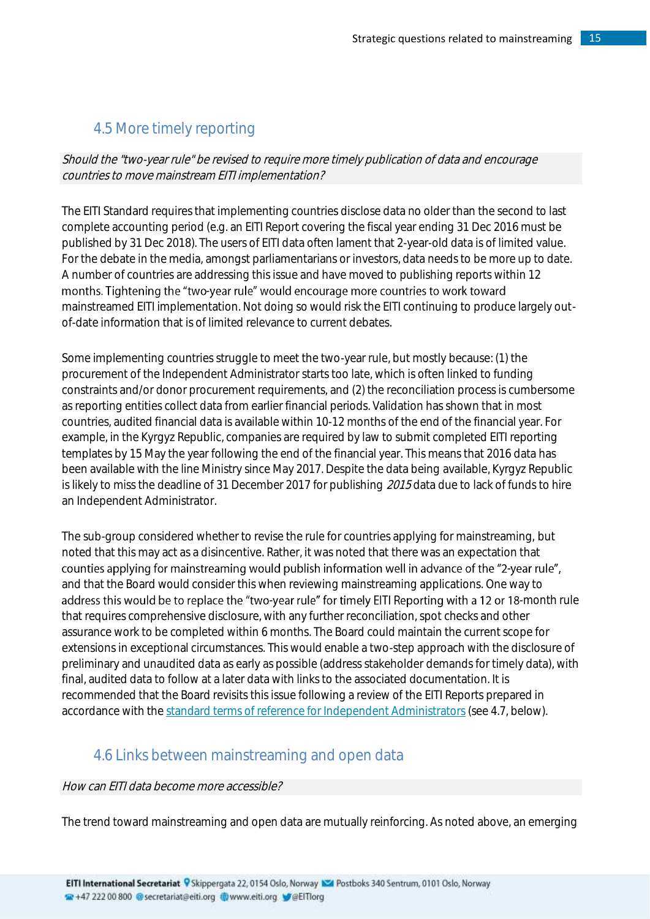## 4.5 More timely reporting

*Should the "two-year rule" be revised to require more timely publication of data and encourage countries to move mainstream EITI implementation?*

The EITI Standard requires that implementing countries disclose data no older than the second to last complete accounting period (e.g. an EITI Report covering the fiscal year ending 31 Dec 2016 must be published by 31 Dec 2018). The users of EITI data often lament that 2-year-old data is of limited value. For the debate in the media, amongst parliamentarians or investors, data needs to be more up to date. A number of countries are addressing this issue and have moved to publishing reports within 12 months. Tightening the "two-year rule" would encourage more countries to work toward mainstreamed EITI implementation. Not doing so would risk the EITI continuing to produce largely out-of-date information that is of limited relevance to current debates.

Some implementing countries struggle to meet the two-year rule, but mostly because: (1) the procurement of the Independent Administrator starts too late, which is often linked to funding constraints and/or donor procurement requirements, and (2) the reconciliation process is cumbersome as reporting entities collect data from earlier financial periods. Validation has shown that in most countries, audited financial data is available within 10-12 months of the end of the financial year. For example, in the Kyrgyz Republic, companies are required by law to submit completed EITI reporting templates by 15 May the year following the end of the financial year. This means that 2016 data has been available with the line Ministry since May 2017. Despite the data being available, Kyrgyz Republic is likely to miss the deadline of 31 December 2017 for publishing *2015* data due to lack of funds to hire an Independent Administrator.

The sub-group considered whether to revise the rule for countries applying for mainstreaming, but noted that this may act as a disincentive. Rather, it was noted that there was an expectation that counties applying for mainstreaming would publish information well in advance of the "2-year rule", and that the Board would consider this when reviewing mainstreaming applications. One way to address this would be to replace the "two-year rule" for timely EITI Reporting with a 12 or 18-month rule that requires comprehensive disclosure, with any further reconciliation, spot checks and other assurance work to be completed within 6 months. The Board could maintain the current scope for extensions in exceptional circumstances. This would enable a two-step approach with the disclosure of preliminary and unaudited data as early as possible (address stakeholder demands for timely data), with final, audited data to follow at a later data with links to the associated documentation. It is recommended that the Board revisits this issue following a review of the EITI Reports prepared in accordance with the standard terms of reference for Independent Administrators (see 4.7, below).

## 4.6 Links between mainstreaming and open data

*How can EITI data become more accessible?*

The trend toward mainstreaming and open data are mutually reinforcing. As noted above, an emerging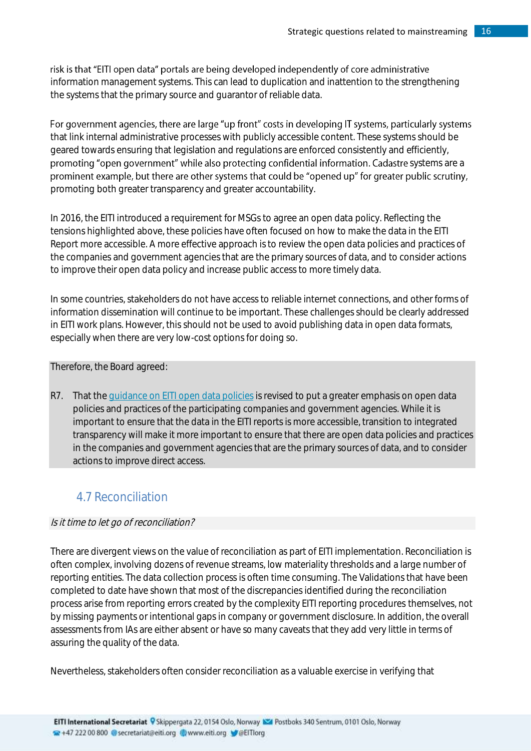risk is that "EITI open data" portals are being developed independently of core administrative information management systems. This can lead to duplication and inattention to the strengthening the systems that the primary source and guarantor of reliable data.

For government agencies, there are large "up front" costs in developing IT systems, particularly systems that link internal administrative processes with publicly accessible content. These systems should be geared towards ensuring that legislation and regulations are enforced consistently and efficiently, promoting "open government" while also protecting confidential information. Cadastre systems are a prominent example, but there are other systems that could be "opened up" for greater public scrutiny, promoting both greater transparency and greater accountability.

In 2016, the EITI introduced a requirement for MSGs to agree an open data policy. Reflecting the tensions highlighted above, these policies have often focused on how to make the data in the EITI Report more accessible. A more effective approach is to review the open data policies and practices of the companies and government agencies that are the primary sources of data, and to consider actions to improve their open data policy and increase public access to more timely data.

In some countries, stakeholders do not have access to reliable internet connections, and other forms of information dissemination will continue to be important. These challenges should be clearly addressed in EITI work plans. However, this should not be used to avoid publishing data in open data formats, especially when there are very low-cost options for doing so.

Therefore, the Board agreed:

R7. That the guidance on EITI open data policies is revised to put a greater emphasis on open data policies and practices of the participating companies and government agencies. While it is important to ensure that the data in the EITI reports is more accessible, transition to integrated transparency will make it more important to ensure that there are open data policies and practices in the companies and government agencies that are the primary sources of data, and to consider actions to improve direct access.

## 4.7 Reconciliation

*Is it time to let go of reconciliation?*

There are divergent views on the value of reconciliation as part of EITI implementation. Reconciliation is often complex, involving dozens of revenue streams, low materiality thresholds and a large number of reporting entities. The data collection process is often time consuming. The Validations that have been completed to date have shown that most of the discrepancies identified during the reconciliation process arise from reporting errors created by the complexity EITI reporting procedures themselves, not by missing payments or intentional gaps in company or government disclosure. In addition, the overall assessments from IAs are either absent or have so many caveats that they add very little in terms of assuring the quality of the data.

Nevertheless, stakeholders often consider reconciliation as a valuable exercise in verifying that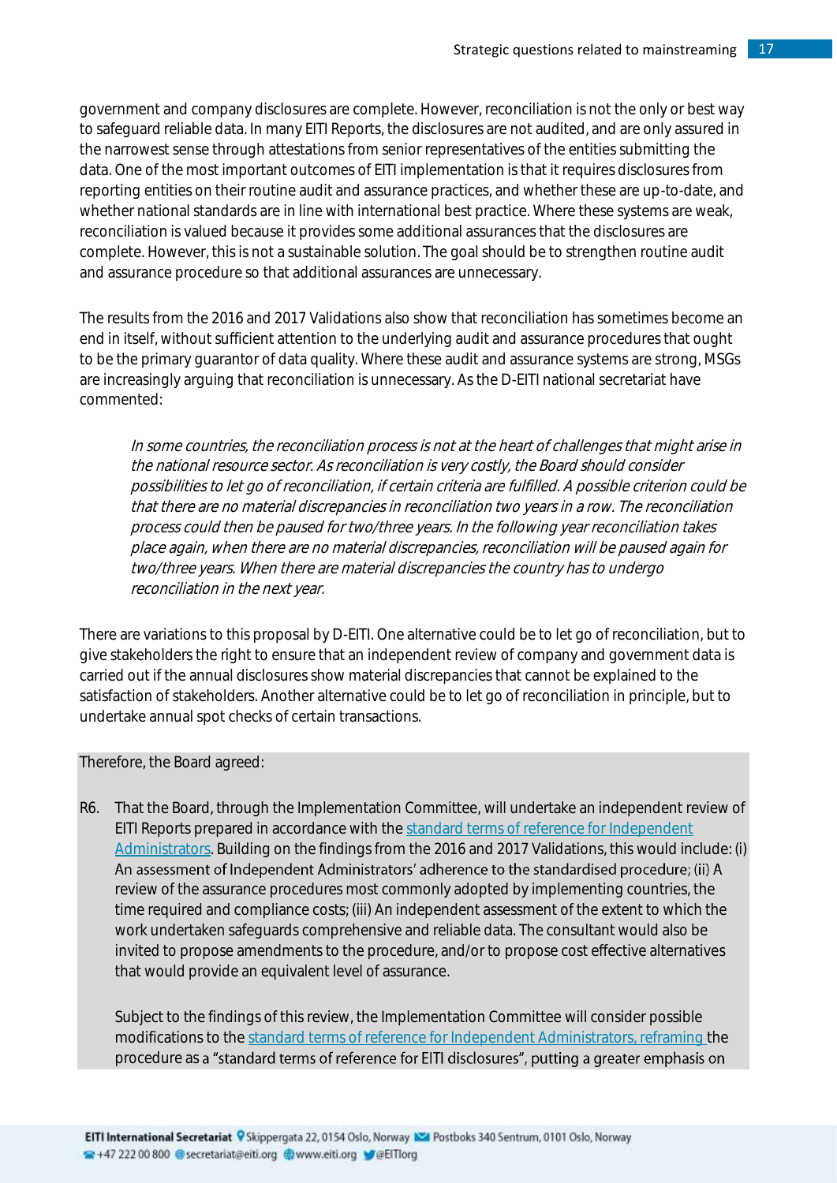government and company disclosures are complete. However, reconciliation is not the only or best way to safeguard reliable data. In many EITI Reports, the disclosures are not audited, and are only assured in the narrowest sense through attestations from senior representatives of the entities submitting the data. One of the most important outcomes of EITI implementation is that it requires disclosures from reporting entities on their routine audit and assurance practices, and whether these are up-to-date, and whether national standards are in line with international best practice. Where these systems are weak, reconciliation is valued because it provides some additional assurances that the disclosures are complete. However, this is not a sustainable solution. The goal should be to strengthen routine audit and assurance procedure so that additional assurances are unnecessary.

The results from the 2016 and 2017 Validations also show that reconciliation has sometimes become an end in itself, without sufficient attention to the underlying audit and assurance procedures that ought to be the primary guarantor of data quality. Where these audit and assurance systems are strong, MSGs are increasingly arguing that reconciliation is unnecessary. As the D-EITI national secretariat have commented:

> *In some countries, the reconciliation process is not at the heart of challenges that might arise in the national resource sector. As reconciliation is very costly, the Board should consider possibilities to let go of reconciliation, if certain criteria are fulfilled. A possible criterion could be that there are no material discrepancies in reconciliation two years in a row. The reconciliation process could then be paused for two/three years. In the following year reconciliation takes place again, when there are no material discrepancies, reconciliation will be paused again for two/three years. When there are material discrepancies the country has to undergo reconciliation in the next year.*

There are variations to this proposal by D-EITI. One alternative could be to let go of reconciliation, but to give stakeholders the right to ensure that an independent review of company and government data is carried out if the annual disclosures show material discrepancies that cannot be explained to the satisfaction of stakeholders. Another alternative could be to let go of reconciliation in principle, but to undertake annual spot checks of certain transactions.

Therefore, the Board agreed:

R6. That the Board, through the Implementation Committee, will undertake an independent review of EITI Reports prepared in accordance with the standard terms of reference for Independent Administrators. Building on the findings from the 2016 and 2017 Validations, this would include: (i) An assessment of Independent Administrators' adherence to the standardised procedure; (ii) A review of the assurance procedures most commonly adopted by implementing countries, the time required and compliance costs; (iii) An independent assessment of the extent to which the work undertaken safeguards comprehensive and reliable data. The consultant would also be invited to propose amendments to the procedure, and/or to propose cost effective alternatives that would provide an equivalent level of assurance.

Subject to the findings of this review, the Implementation Committee will consider possible modifications to the standard terms of reference for Independent Administrators, reframing the procedure as a "standard terms of reference for EITI disclosures", putting a greater emphasis on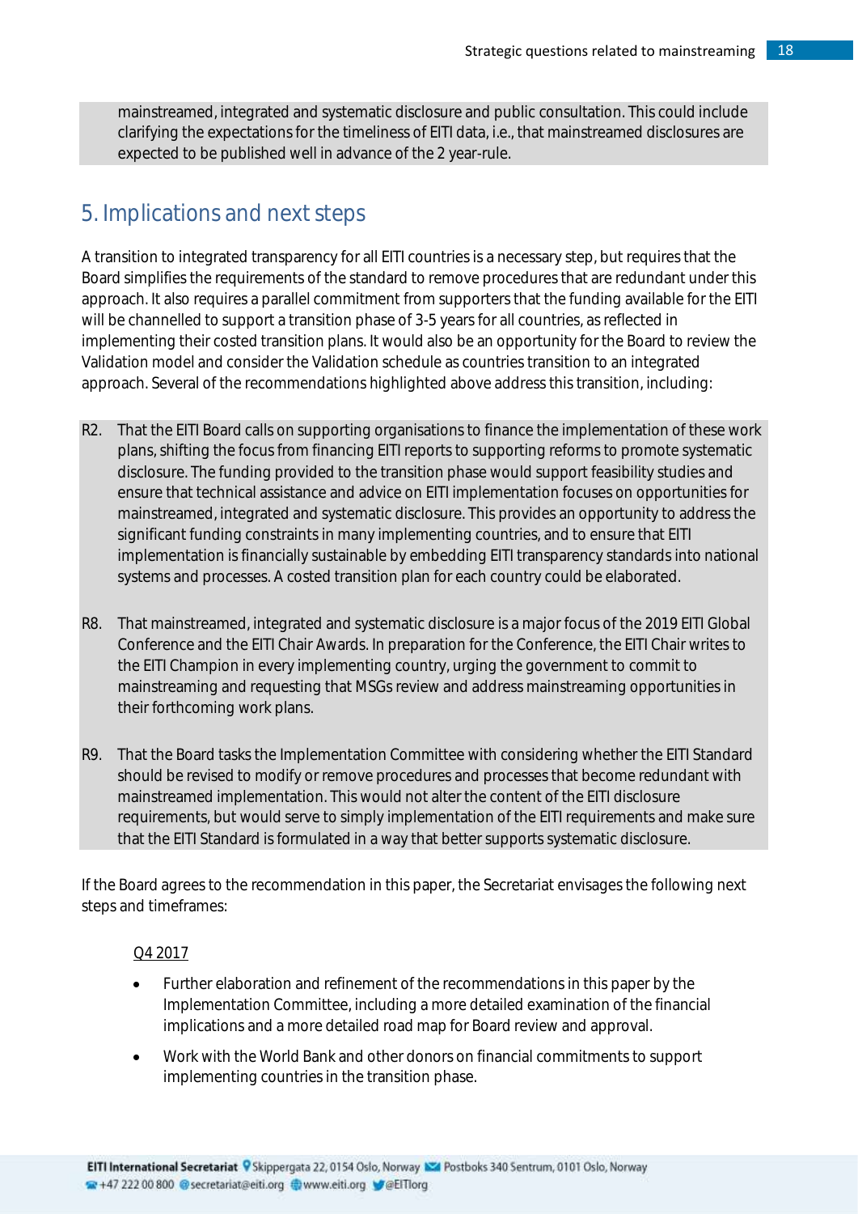mainstreamed, integrated and systematic disclosure and public consultation. This could include clarifying the expectations for the timeliness of EITI data, i.e., that mainstreamed disclosures are expected to be published well in advance of the 2 year-rule.

## 5. Implications and next steps

A transition to integrated transparency for all EITI countries is a necessary step, but requires that the Board simplifies the requirements of the standard to remove procedures that are redundant under this approach. It also requires a parallel commitment from supporters that the funding available for the EITI will be channelled to support a transition phase of 3-5 years for all countries, as reflected in implementing their costed transition plans. It would also be an opportunity for the Board to review the Validation model and consider the Validation schedule as countries transition to an integrated approach. Several of the recommendations highlighted above address this transition, including:

R2. That the EITI Board calls on supporting organisations to finance the implementation of these work plans, shifting the focus from financing EITI reports to supporting reforms to promote systematic disclosure. The funding provided to the transition phase would support feasibility studies and ensure that technical assistance and advice on EITI implementation focuses on opportunities for mainstreamed, integrated and systematic disclosure. This provides an opportunity to address the significant funding constraints in many implementing countries, and to ensure that EITI implementation is financially sustainable by embedding EITI transparency standards into national systems and processes. A costed transition plan for each country could be elaborated.

R8. That mainstreamed, integrated and systematic disclosure is a major focus of the 2019 EITI Global Conference and the EITI Chair Awards. In preparation for the Conference, the EITI Chair writes to the EITI Champion in every implementing country, urging the government to commit to mainstreaming and requesting that MSGs review and address mainstreaming opportunities in their forthcoming work plans.

R9. That the Board tasks the Implementation Committee with considering whether the EITI Standard should be revised to modify or remove procedures and processes that become redundant with mainstreamed implementation. This would not alter the content of the EITI disclosure requirements, but would serve to simply implementation of the EITI requirements and make sure that the EITI Standard is formulated in a way that better supports systematic disclosure.

If the Board agrees to the recommendation in this paper, the Secretariat envisages the following next steps and timeframes:

Q4 2017

- Further elaboration and refinement of the recommendations in this paper by the Implementation Committee, including a more detailed examination of the financial implications and a more detailed road map for Board review and approval.
- Work with the World Bank and other donors on financial commitments to support implementing countries in the transition phase.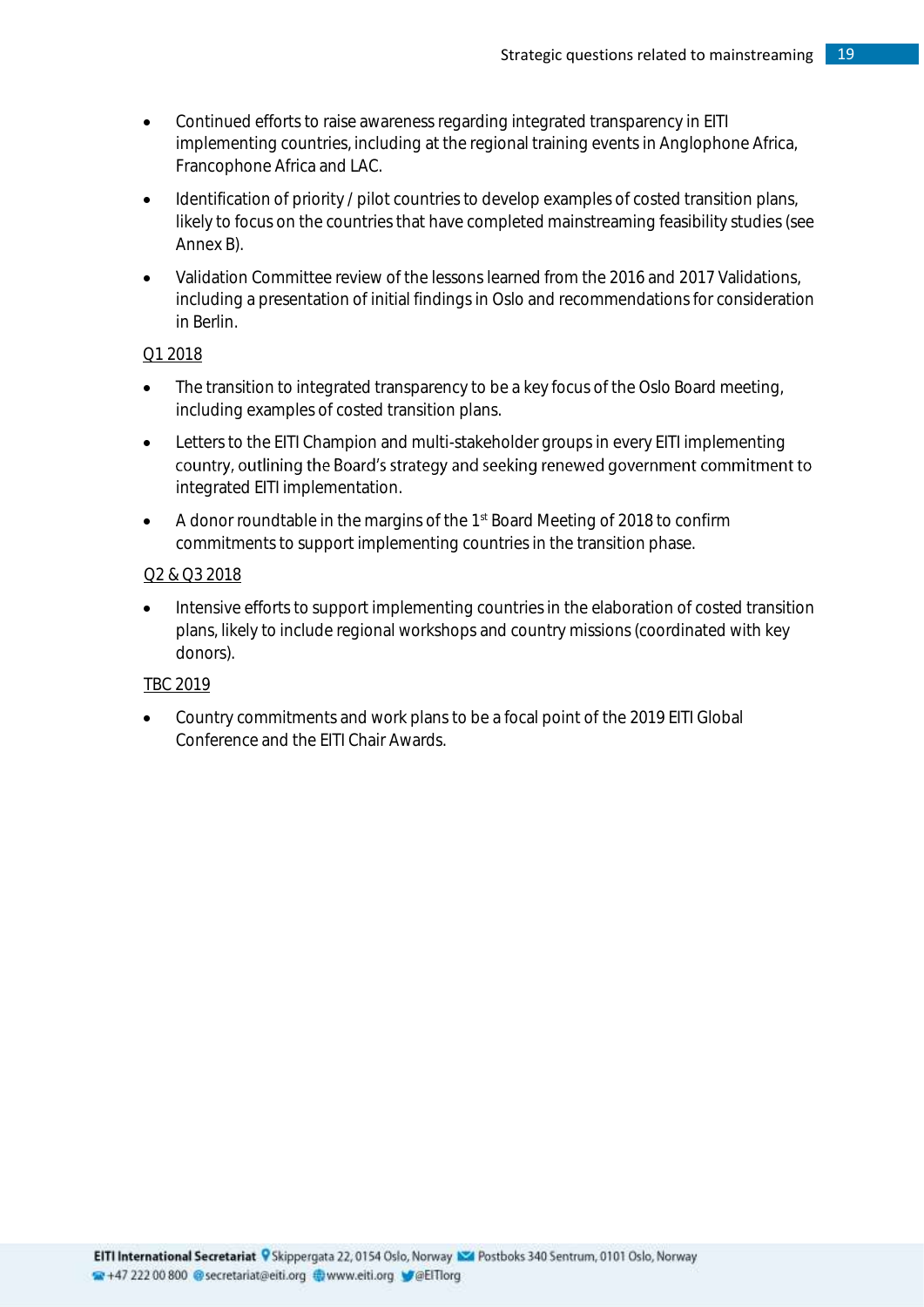- Continued efforts to raise awareness regarding integrated transparency in EITI implementing countries, including at the regional training events in Anglophone Africa, Francophone Africa and LAC.
- Identification of priority / pilot countries to develop examples of costed transition plans, likely to focus on the countries that have completed mainstreaming feasibility studies (see Annex B).
- Validation Committee review of the lessons learned from the 2016 and 2017 Validations, including a presentation of initial findings in Oslo and recommendations for consideration in Berlin.

<u>Q1 2018</u>

- The transition to integrated transparency to be a key focus of the Oslo Board meeting, including examples of costed transition plans.
- Letters to the EITI Champion and multi-stakeholder groups in every EITI implementing country, outlining the Board's strategy and seeking renewed government commitment to integrated EITI implementation.
- A donor roundtable in the margins of the 1st Board Meeting of 2018 to confirm commitments to support implementing countries in the transition phase.

<u>Q2 & Q3 2018</u>

- Intensive efforts to support implementing countries in the elaboration of costed transition plans, likely to include regional workshops and country missions (coordinated with key donors).

<u>TBC 2019</u>

- Country commitments and work plans to be a focal point of the 2019 EITI Global Conference and the EITI Chair Awards.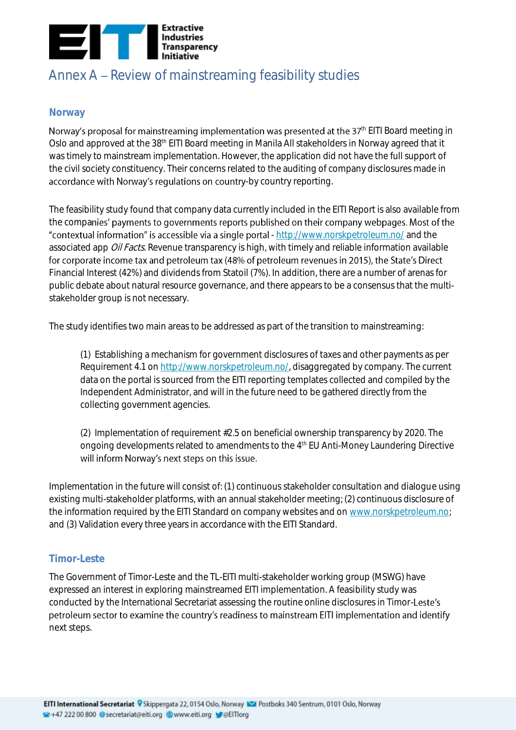# Annex A – Review of mainstreaming feasibility studies

## Norway

Norway's proposal for mainstreaming implementation was presented at the 37th EITI Board meeting in Oslo and approved at the 38th EITI Board meeting in Manila All stakeholders in Norway agreed that it was timely to mainstream implementation. However, the application did not have the full support of the civil society constituency. Their concerns related to the auditing of company disclosures made in accordance with Norway's regulations on country-by country reporting.

The feasibility study found that company data currently included in the EITI Report is also available from the companies' payments to governments reports published on their company webpages. Most of the "contextual information" is accessible via a single portal - http://www.norskpetroleum.no/ and the associated app *Oil Facts*. Revenue transparency is high, with timely and reliable information available for corporate income tax and petroleum tax (48% of petroleum revenues in 2015), the State's Direct Financial Interest (42%) and dividends from Statoil (7%). In addition, there are a number of arenas for public debate about natural resource governance, and there appears to be a consensus that the multi-stakeholder group is not necessary.

The study identifies two main areas to be addressed as part of the transition to mainstreaming:

(1) Establishing a mechanism for government disclosures of taxes and other payments as per Requirement 4.1 on http://www.norskpetroleum.no/, disaggregated by company. The current data on the portal is sourced from the EITI reporting templates collected and compiled by the Independent Administrator, and will in the future need to be gathered directly from the collecting government agencies.

(2) Implementation of requirement #2.5 on beneficial ownership transparency by 2020. The ongoing developments related to amendments to the 4th EU Anti-Money Laundering Directive will inform Norway's next steps on this issue.

Implementation in the future will consist of: (1) continuous stakeholder consultation and dialogue using existing multi-stakeholder platforms, with an annual stakeholder meeting; (2) continuous disclosure of the information required by the EITI Standard on company websites and on www.norskpetroleum.no; and (3) Validation every three years in accordance with the EITI Standard.

## Timor-Leste

The Government of Timor-Leste and the TL-EITI multi-stakeholder working group (MSWG) have expressed an interest in exploring mainstreamed EITI implementation. A feasibility study was conducted by the International Secretariat assessing the routine online disclosures in Timor-Leste's petroleum sector to examine the country's readiness to mainstream EITI implementation and identify next steps.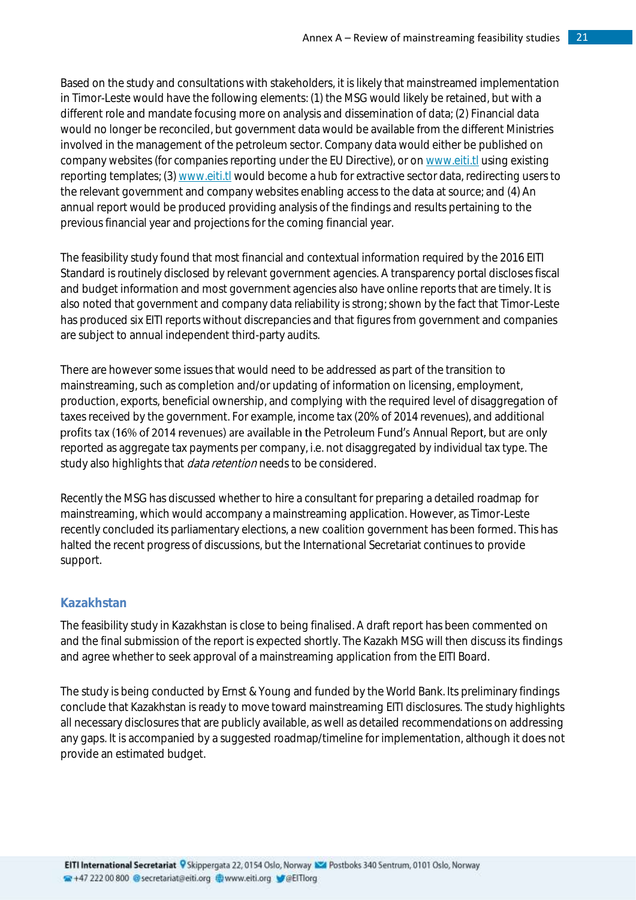Based on the study and consultations with stakeholders, it is likely that mainstreamed implementation in Timor-Leste would have the following elements: (1) the MSG would likely be retained, but with a different role and mandate focusing more on analysis and dissemination of data; (2) Financial data would no longer be reconciled, but government data would be available from the different Ministries involved in the management of the petroleum sector. Company data would either be published on company websites (for companies reporting under the EU Directive), or on [www.eiti.tl](http://www.eiti.tl) using existing reporting templates; (3) [www.eiti.tl](http://www.eiti.tl) would become a hub for extractive sector data, redirecting users to the relevant government and company websites enabling access to the data at source; and (4) An annual report would be produced providing analysis of the findings and results pertaining to the previous financial year and projections for the coming financial year.

The feasibility study found that most financial and contextual information required by the 2016 EITI Standard is routinely disclosed by relevant government agencies. A transparency portal discloses fiscal and budget information and most government agencies also have online reports that are timely. It is also noted that government and company data reliability is strong; shown by the fact that Timor-Leste has produced six EITI reports without discrepancies and that figures from government and companies are subject to annual independent third-party audits.

There are however some issues that would need to be addressed as part of the transition to mainstreaming, such as completion and/or updating of information on licensing, employment, production, exports, beneficial ownership, and complying with the required level of disaggregation of taxes received by the government. For example, income tax (20% of 2014 revenues), and additional profits tax (16% of 2014 revenues) are available in the Petroleum Fund's Annual Report, but are only reported as aggregate tax payments per company, i.e. not disaggregated by individual tax type. The study also highlights that *data retention* needs to be considered.

Recently the MSG has discussed whether to hire a consultant for preparing a detailed roadmap for mainstreaming, which would accompany a mainstreaming application. However, as Timor-Leste recently concluded its parliamentary elections, a new coalition government has been formed. This has halted the recent progress of discussions, but the International Secretariat continues to provide support.

## Kazakhstan

The feasibility study in Kazakhstan is close to being finalised. A draft report has been commented on and the final submission of the report is expected shortly. The Kazakh MSG will then discuss its findings and agree whether to seek approval of a mainstreaming application from the EITI Board.

The study is being conducted by Ernst & Young and funded by the World Bank. Its preliminary findings conclude that Kazakhstan is ready to move toward mainstreaming EITI disclosures. The study highlights all necessary disclosures that are publicly available, as well as detailed recommendations on addressing any gaps. It is accompanied by a suggested roadmap/timeline for implementation, although it does not provide an estimated budget.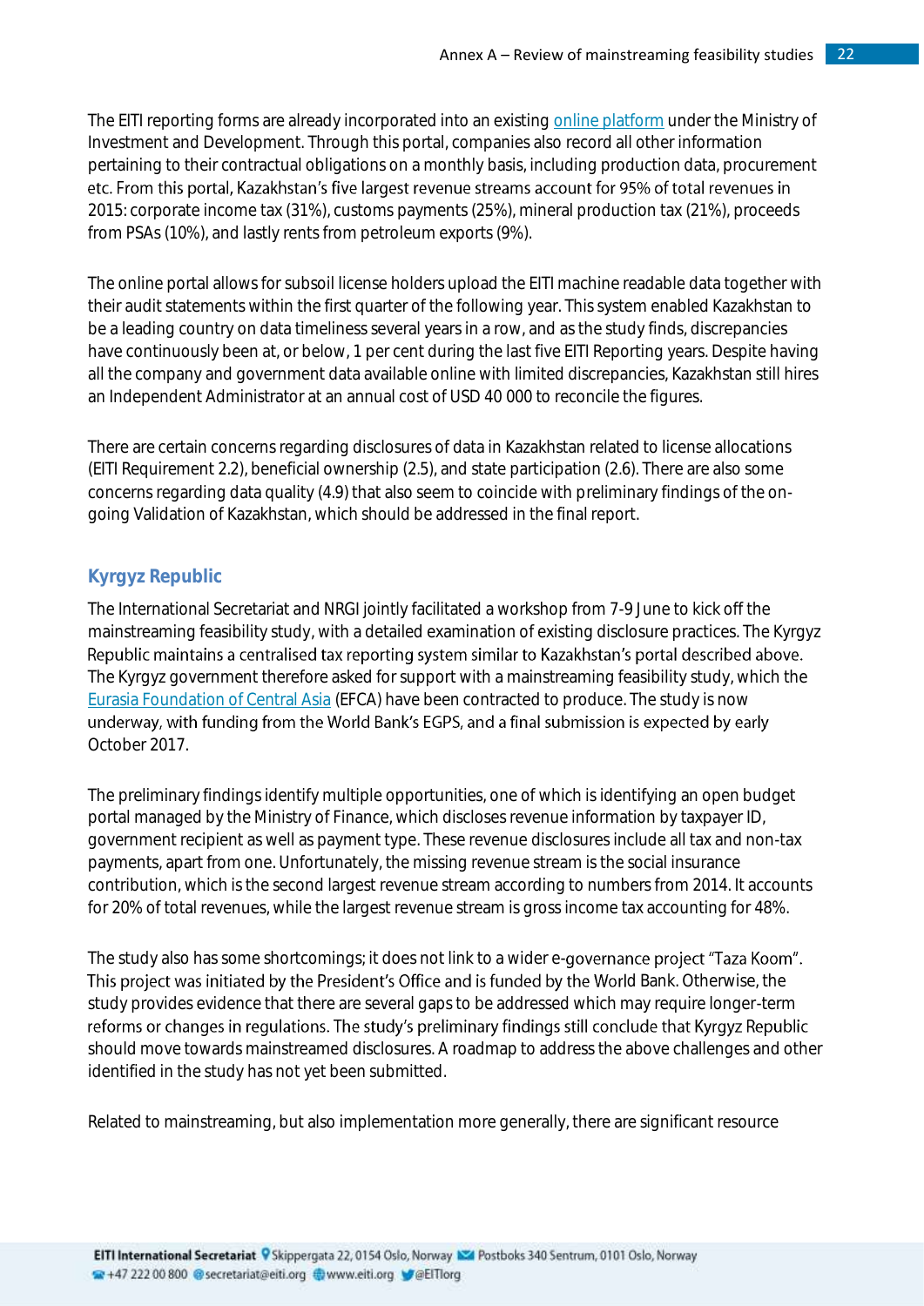The EITI reporting forms are already incorporated into an existing online platform under the Ministry of Investment and Development. Through this portal, companies also record all other information pertaining to their contractual obligations on a monthly basis, including production data, procurement etc. From this portal, Kazakhstan's five largest revenue streams account for 95% of total revenues in 2015: corporate income tax (31%), customs payments (25%), mineral production tax (21%), proceeds from PSAs (10%), and lastly rents from petroleum exports (9%).

The online portal allows for subsoil license holders upload the EITI machine readable data together with their audit statements within the first quarter of the following year. This system enabled Kazakhstan to be a leading country on data timeliness several years in a row, and as the study finds, discrepancies have continuously been at, or below, 1 per cent during the last five EITI Reporting years. Despite having all the company and government data available online with limited discrepancies, Kazakhstan still hires an Independent Administrator at an annual cost of USD 40 000 to reconcile the figures.

There are certain concerns regarding disclosures of data in Kazakhstan related to license allocations (EITI Requirement 2.2), beneficial ownership (2.5), and state participation (2.6). There are also some concerns regarding data quality (4.9) that also seem to coincide with preliminary findings of the on-going Validation of Kazakhstan, which should be addressed in the final report.

## Kyrgyz Republic

The International Secretariat and NRGI jointly facilitated a workshop from 7-9 June to kick off the mainstreaming feasibility study, with a detailed examination of existing disclosure practices. The Kyrgyz Republic maintains a centralised tax reporting system similar to Kazakhstan's portal described above. The Kyrgyz government therefore asked for support with a mainstreaming feasibility study, which the Eurasia Foundation of Central Asia (EFCA) have been contracted to produce. The study is now underway, with funding from the World Bank's EGPS, and a final submission is expected by early October 2017.

The preliminary findings identify multiple opportunities, one of which is identifying an open budget portal managed by the Ministry of Finance, which discloses revenue information by taxpayer ID, government recipient as well as payment type. These revenue disclosures include all tax and non-tax payments, apart from one. Unfortunately, the missing revenue stream is the social insurance contribution, which is the second largest revenue stream according to numbers from 2014. It accounts for 20% of total revenues, while the largest revenue stream is gross income tax accounting for 48%.

The study also has some shortcomings; it does not link to a wider e-governance project "Taza Koom". This project was initiated by the President's Office and is funded by the World Bank. Otherwise, the study provides evidence that there are several gaps to be addressed which may require longer-term reforms or changes in regulations. The study's preliminary findings still conclude that Kyrgyz Republic should move towards mainstreamed disclosures. A roadmap to address the above challenges and other identified in the study has not yet been submitted.

Related to mainstreaming, but also implementation more generally, there are significant resource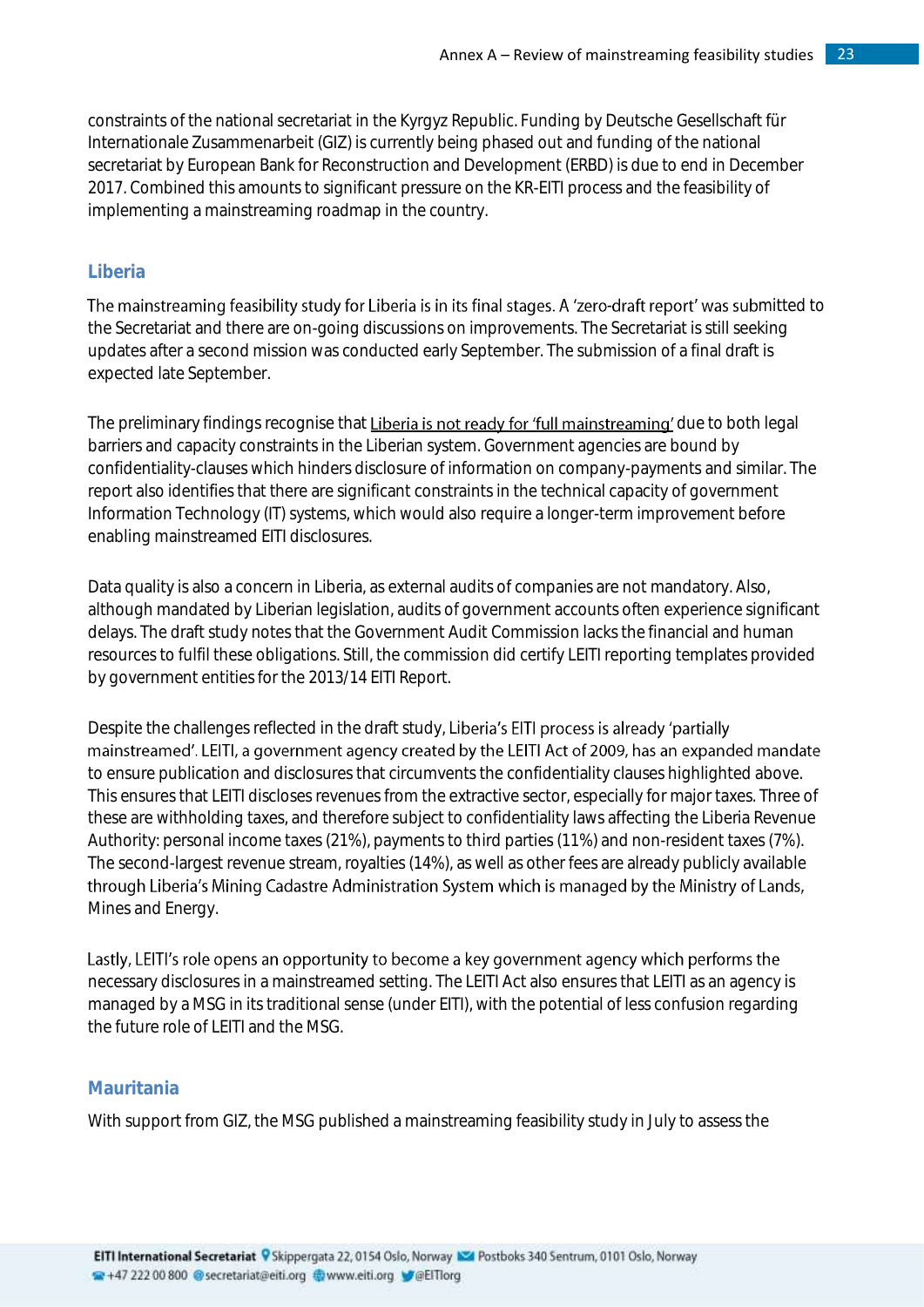constraints of the national secretariat in the Kyrgyz Republic. Funding by Deutsche Gesellschaft für Internationale Zusammenarbeit (GIZ) is currently being phased out and funding of the national secretariat by European Bank for Reconstruction and Development (ERBD) is due to end in December 2017. Combined this amounts to significant pressure on the KR-EITI process and the feasibility of implementing a mainstreaming roadmap in the country.

### Liberia

The mainstreaming feasibility study for Liberia is in its final stages. A 'zero-draft report' was submitted to the Secretariat and there are on-going discussions on improvements. The Secretariat is still seeking updates after a second mission was conducted early September. The submission of a final draft is expected late September.

The preliminary findings recognise that Liberia is not ready for 'full mainstreaming' due to both legal barriers and capacity constraints in the Liberian system. Government agencies are bound by confidentiality-clauses which hinders disclosure of information on company-payments and similar. The report also identifies that there are significant constraints in the technical capacity of government Information Technology (IT) systems, which would also require a longer-term improvement before enabling mainstreamed EITI disclosures.

Data quality is also a concern in Liberia, as external audits of companies are not mandatory. Also, although mandated by Liberian legislation, audits of government accounts often experience significant delays. The draft study notes that the Government Audit Commission lacks the financial and human resources to fulfil these obligations. Still, the commission did certify LEITI reporting templates provided by government entities for the 2013/14 EITI Report.

Despite the challenges reflected in the draft study, Liberia's EITI process is already 'partially mainstreamed'. LEITI, a government agency created by the LEITI Act of 2009, has an expanded mandate to ensure publication and disclosures that circumvents the confidentiality clauses highlighted above. This ensures that LEITI discloses revenues from the extractive sector, especially for major taxes. Three of these are withholding taxes, and therefore subject to confidentiality laws affecting the Liberia Revenue Authority: personal income taxes (21%), payments to third parties (11%) and non-resident taxes (7%). The second-largest revenue stream, royalties (14%), as well as other fees are already publicly available through Liberia's Mining Cadastre Administration System which is managed by the Ministry of Lands, Mines and Energy.

Lastly, LEITI's role opens an opportunity to become a key government agency which performs the necessary disclosures in a mainstreamed setting. The LEITI Act also ensures that LEITI as an agency is managed by a MSG in its traditional sense (under EITI), with the potential of less confusion regarding the future role of LEITI and the MSG.

### Mauritania

With support from GIZ, the MSG published a mainstreaming feasibility study in July to assess the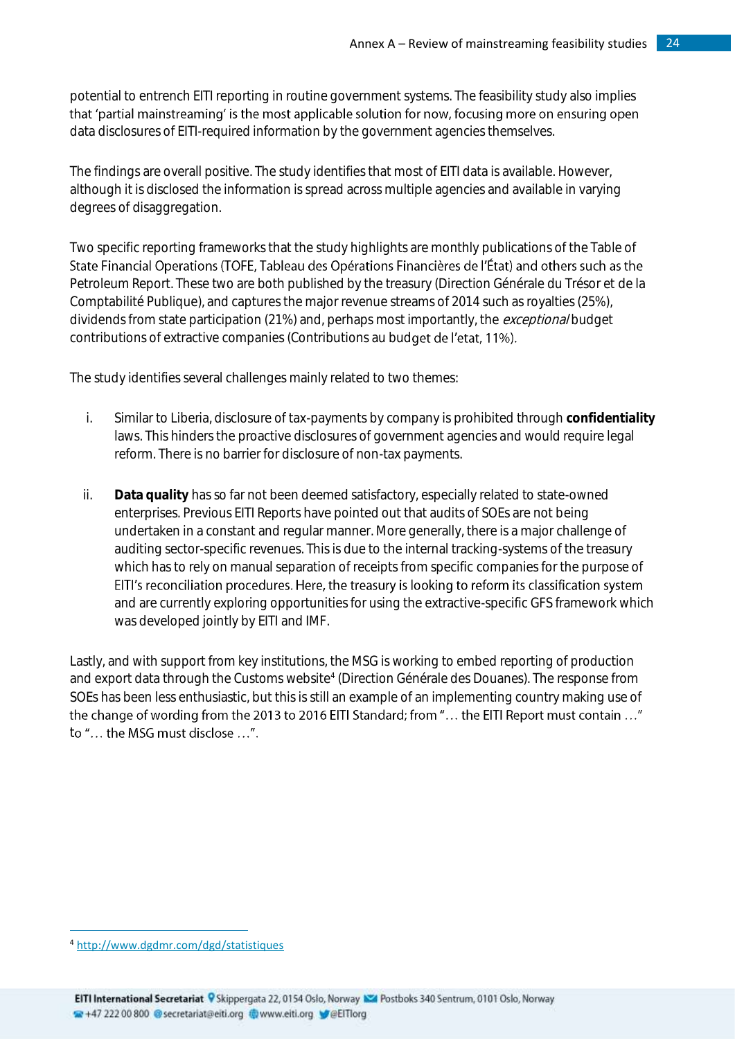potential to entrench EITI reporting in routine government systems. The feasibility study also implies that 'partial mainstreaming' is the most applicable solution for now, focusing more on ensuring open data disclosures of EITI-required information by the government agencies themselves.

The findings are overall positive. The study identifies that most of EITI data is available. However, although it is disclosed the information is spread across multiple agencies and available in varying degrees of disaggregation.

Two specific reporting frameworks that the study highlights are monthly publications of the Table of State Financial Operations (TOFE, Tableau des Opérations Financières de l'État) and others such as the Petroleum Report. These two are both published by the treasury (Direction Générale du Trésor et de la Comptabilité Publique), and captures the major revenue streams of 2014 such as royalties (25%), dividends from state participation (21%) and, perhaps most importantly, the *exceptional* budget contributions of extractive companies (Contributions au budget de l'etat, 11%).

The study identifies several challenges mainly related to two themes:

i. Similar to Liberia, disclosure of tax-payments by company is prohibited through **confidentiality** laws. This hinders the proactive disclosures of government agencies and would require legal reform. There is no barrier for disclosure of non-tax payments.

ii. **Data quality** has so far not been deemed satisfactory, especially related to state-owned enterprises. Previous EITI Reports have pointed out that audits of SOEs are not being undertaken in a constant and regular manner. More generally, there is a major challenge of auditing sector-specific revenues. This is due to the internal tracking-systems of the treasury which has to rely on manual separation of receipts from specific companies for the purpose of EITI's reconciliation procedures. Here, the treasury is looking to reform its classification system and are currently exploring opportunities for using the extractive-specific GFS framework which was developed jointly by EITI and IMF.

Lastly, and with support from key institutions, the MSG is working to embed reporting of production and export data through the Customs website[4] (Direction Générale des Douanes). The response from SOEs has been less enthusiastic, but this is still an example of an implementing country making use of the change of wording from the 2013 to 2016 EITI Standard; from "… the EITI Report must contain …" to "… the MSG must disclose …".

[4] http://www.dgdmr.com/dgd/statistiques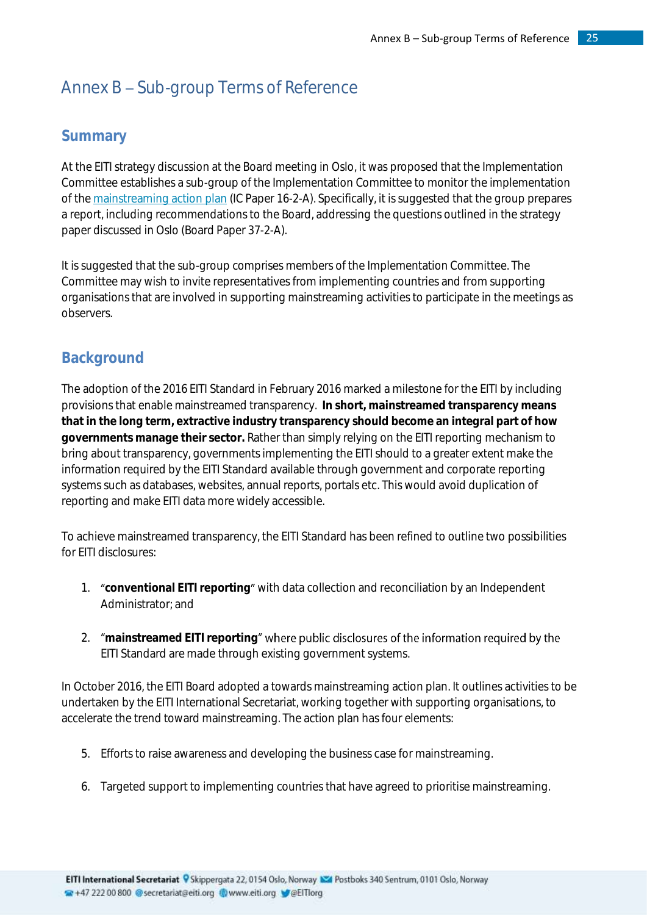# Annex B – Sub-group Terms of Reference

## Summary

At the EITI strategy discussion at the Board meeting in Oslo, it was proposed that the Implementation Committee establishes a sub-group of the Implementation Committee to monitor the implementation of the mainstreaming action plan (IC Paper 16-2-A). Specifically, it is suggested that the group prepares a report, including recommendations to the Board, addressing the questions outlined in the strategy paper discussed in Oslo (Board Paper 37-2-A).

It is suggested that the sub-group comprises members of the Implementation Committee. The Committee may wish to invite representatives from implementing countries and from supporting organisations that are involved in supporting mainstreaming activities to participate in the meetings as observers.

## Background

The adoption of the 2016 EITI Standard in February 2016 marked a milestone for the EITI by including provisions that enable mainstreamed transparency. **In short, mainstreamed transparency means that in the long term, extractive industry transparency should become an integral part of how governments manage their sector.** Rather than simply relying on the EITI reporting mechanism to bring about transparency, governments implementing the EITI should to a greater extent make the information required by the EITI Standard available through government and corporate reporting systems such as databases, websites, annual reports, portals etc. This would avoid duplication of reporting and make EITI data more widely accessible.

To achieve mainstreamed transparency, the EITI Standard has been refined to outline two possibilities for EITI disclosures:

1. "**conventional EITI reporting**" with data collection and reconciliation by an Independent Administrator; and

2. "**mainstreamed EITI reporting**" where public disclosures of the information required by the EITI Standard are made through existing government systems.

In October 2016, the EITI Board adopted a towards mainstreaming action plan. It outlines activities to be undertaken by the EITI International Secretariat, working together with supporting organisations, to accelerate the trend toward mainstreaming. The action plan has four elements:

5. Efforts to raise awareness and developing the business case for mainstreaming.

6. Targeted support to implementing countries that have agreed to prioritise mainstreaming.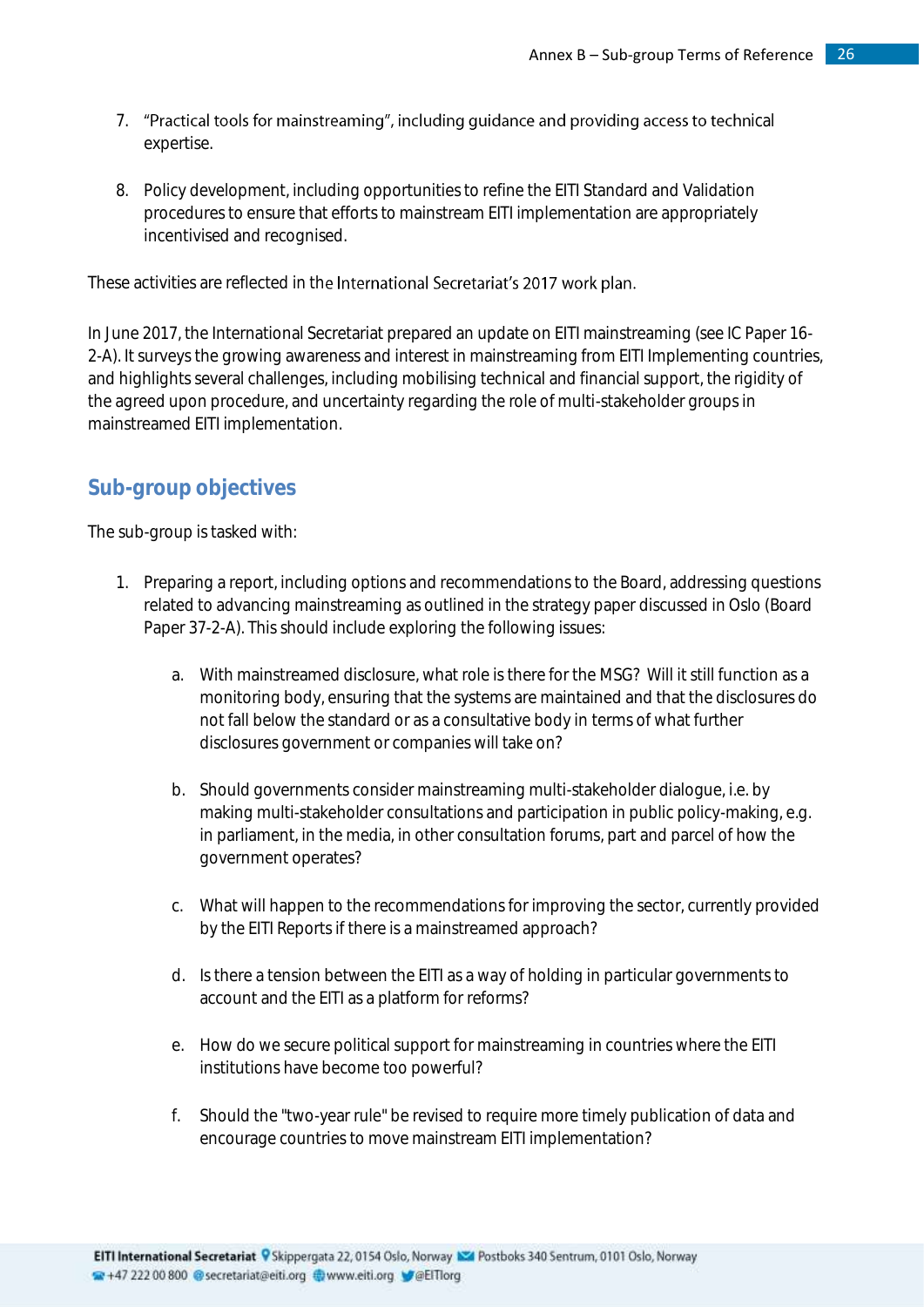7. "Practical tools for mainstreaming", including guidance and providing access to technical expertise.

8. Policy development, including opportunities to refine the EITI Standard and Validation procedures to ensure that efforts to mainstream EITI implementation are appropriately incentivised and recognised.

These activities are reflected in the International Secretariat's 2017 work plan.

In June 2017, the International Secretariat prepared an update on EITI mainstreaming (see IC Paper 16-2-A). It surveys the growing awareness and interest in mainstreaming from EITI Implementing countries, and highlights several challenges, including mobilising technical and financial support, the rigidity of the agreed upon procedure, and uncertainty regarding the role of multi-stakeholder groups in mainstreamed EITI implementation.

## Sub-group objectives

The sub-group is tasked with:

1. Preparing a report, including options and recommendations to the Board, addressing questions related to advancing mainstreaming as outlined in the strategy paper discussed in Oslo (Board Paper 37-2-A). This should include exploring the following issues:

    a. With mainstreamed disclosure, what role is there for the MSG? Will it still function as a monitoring body, ensuring that the systems are maintained and that the disclosures do not fall below the standard or as a consultative body in terms of what further disclosures government or companies will take on?

    b. Should governments consider mainstreaming multi-stakeholder dialogue, i.e. by making multi-stakeholder consultations and participation in public policy-making, e.g. in parliament, in the media, in other consultation forums, part and parcel of how the government operates?

    c. What will happen to the recommendations for improving the sector, currently provided by the EITI Reports if there is a mainstreamed approach?

    d. Is there a tension between the EITI as a way of holding in particular governments to account and the EITI as a platform for reforms?

    e. How do we secure political support for mainstreaming in countries where the EITI institutions have become too powerful?

    f. Should the "two-year rule" be revised to require more timely publication of data and encourage countries to move mainstream EITI implementation?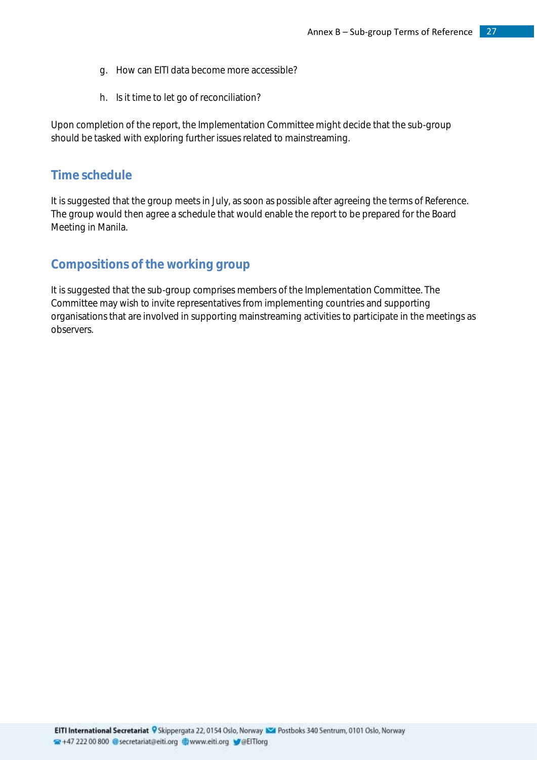g. How can EITI data become more accessible?

h. Is it time to let go of reconciliation?

Upon completion of the report, the Implementation Committee might decide that the sub-group should be tasked with exploring further issues related to mainstreaming.

## Time schedule

It is suggested that the group meets in July, as soon as possible after agreeing the terms of Reference. The group would then agree a schedule that would enable the report to be prepared for the Board Meeting in Manila.

## Compositions of the working group

It is suggested that the sub-group comprises members of the Implementation Committee. The Committee may wish to invite representatives from implementing countries and supporting organisations that are involved in supporting mainstreaming activities to participate in the meetings as observers.